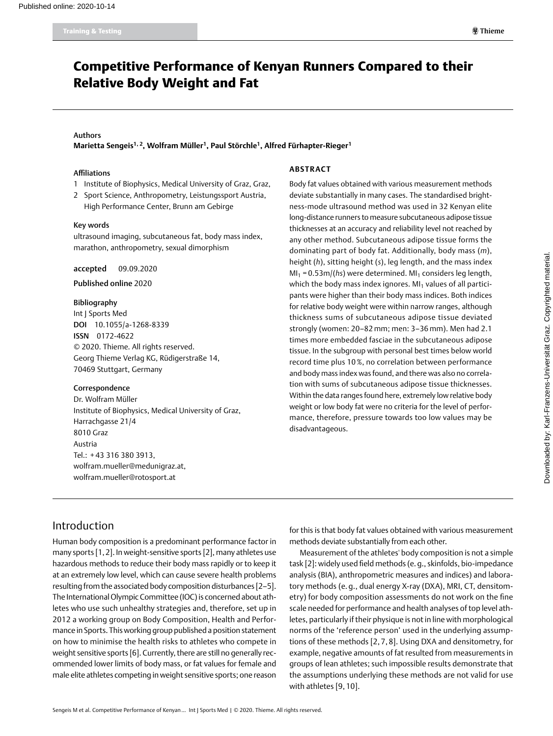# Competitive Performance of Kenyan Runners Compared to their Relative Body Weight and Fat

**Authors**

**Marietta Sengeis[1,2], Wolfram Müller[1], Paul Störchle[1], Alfred Fürhapter-Rieger[1]**

**Affiliations**

1. Institute of Biophysics, Medical University of Graz, Graz,
2. Sport Science, Anthropometry, Leistungssport Austria, High Performance Center, Brunn am Gebirge

**Key words**

ultrasound imaging, subcutaneous fat, body mass index, marathon, anthropometry, sexual dimorphism

**accepted** 09.09.2020

**Published online** 2020

**Bibliography**

Int J Sports Med
**DOI** 10.1055/a-1268-8339
**ISSN** 0172-4622
© 2020. Thieme. All rights reserved.
Georg Thieme Verlag KG, Rüdigerstraße 14, 70469 Stuttgart, Germany

**Correspondence**

Dr. Wolfram Müller
Institute of Biophysics, Medical University of Graz, Harrachgasse 21/4
8010 Graz
Austria
Tel.: +43 316 380 3913,
wolfram.mueller@medunigraz.at,
wolfram.mueller@rotosport.at

## ABSTRACT

Body fat values obtained with various measurement methods deviate substantially in many cases. The standardised brightness-mode ultrasound method was used in 32 Kenyan elite long-distance runners to measure subcutaneous adipose tissue thicknesses at an accuracy and reliability level not reached by any other method. Subcutaneous adipose tissue forms the dominating part of body fat. Additionally, body mass (*m*), height (*h*), sitting height (*s*), leg length, and the mass index $MI_1 = 0.53m/(hs)$ were determined. $MI_1$ considers leg length, which the body mass index ignores. $MI_1$ values of all participants were higher than their body mass indices. Both indices for relative body weight were within narrow ranges, although thickness sums of subcutaneous adipose tissue deviated strongly (women: 20–82 mm; men: 3–36 mm). Men had 2.1 times more embedded fasciae in the subcutaneous adipose tissue. In the subgroup with personal best times below world record time plus 10 %, no correlation between performance and body mass index was found, and there was also no correlation with sums of subcutaneous adipose tissue thicknesses. Within the data ranges found here, extremely low relative body weight or low body fat were no criteria for the level of performance, therefore, pressure towards too low values may be disadvantageous.

## Introduction

Human body composition is a predominant performance factor in many sports [1, 2]. In weight-sensitive sports [2], many athletes use hazardous methods to reduce their body mass rapidly or to keep it at an extremely low level, which can cause severe health problems resulting from the associated body composition disturbances [2–5]. The International Olympic Committee (IOC) is concerned about athletes who use such unhealthy strategies and, therefore, set up in 2012 a working group on Body Composition, Health and Performance in Sports. This working group published a position statement on how to minimise the health risks to athletes who compete in weight sensitive sports [6]. Currently, there are still no generally recommended lower limits of body mass, or fat values for female and male elite athletes competing in weight sensitive sports; one reason for this is that body fat values obtained with various measurement methods deviate substantially from each other.

Measurement of the athletes' body composition is not a simple task [2]: widely used field methods (e. g., skinfolds, bio-impedance analysis (BIA), anthropometric measures and indices) and laboratory methods (e. g., dual energy X-ray (DXA), MRI, CT, densitometry) for body composition assessments do not work on the fine scale needed for performance and health analyses of top level athletes, particularly if their physique is not in line with morphological norms of the 'reference person' used in the underlying assumptions of these methods [2, 7, 8]. Using DXA and densitometry, for example, negative amounts of fat resulted from measurements in groups of lean athletes; such impossible results demonstrate that the assumptions underlying these methods are not valid for use with athletes [9, 10].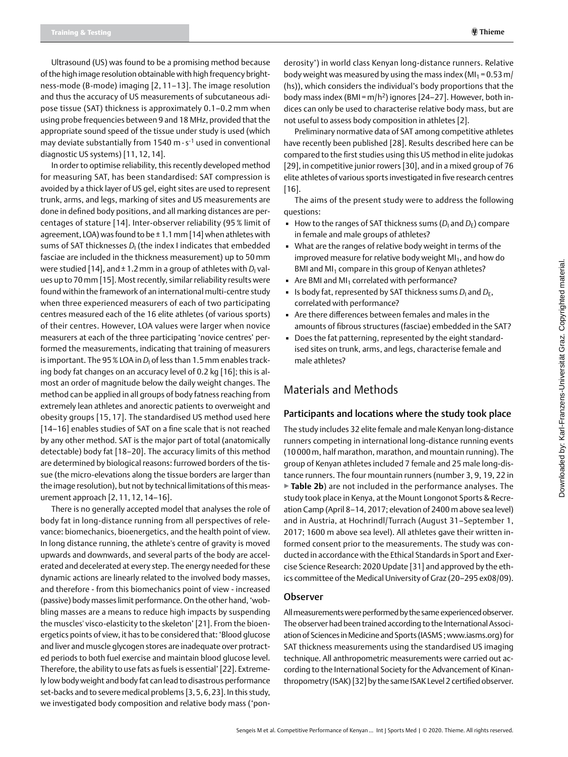Ultrasound (US) was found to be a promising method because of the high image resolution obtainable with high frequency brightness-mode (B-mode) imaging [2, 11–13]. The image resolution and thus the accuracy of US measurements of subcutaneous adipose tissue (SAT) thickness is approximately 0.1–0.2 mm when using probe frequencies between 9 and 18 MHz, provided that the appropriate sound speed of the tissue under study is used (which may deviate substantially from 1540 m · $s^{-1}$ used in conventional diagnostic US systems) [11, 12, 14].

In order to optimise reliability, this recently developed method for measuring SAT, has been standardised: SAT compression is avoided by a thick layer of US gel, eight sites are used to represent trunk, arms, and legs, marking of sites and US measurements are done in defined body positions, and all marking distances are percentages of stature [14]. Inter-observer reliability (95 % limit of agreement, LOA) was found to be ± 1.1 mm [14] when athletes with sums of SAT thicknesses $D_I$ (the index I indicates that embedded fasciae are included in the thickness measurement) up to 50 mm were studied [14], and ± 1.2 mm in a group of athletes with $D_I$ values up to 70 mm [15]. Most recently, similar reliability results were found within the framework of an international multi-centre study when three experienced measurers of each of two participating centres measured each of the 16 elite athletes (of various sports) of their centres. However, LOA values were larger when novice measurers at each of the three participating 'novice centres' performed the measurements, indicating that training of measurers is important. The 95 % LOA in $D_I$ of less than 1.5 mm enables tracking body fat changes on an accuracy level of 0.2 kg [16]; this is almost an order of magnitude below the daily weight changes. The method can be applied in all groups of body fatness reaching from extremely lean athletes and anorectic patients to overweight and obesity groups [15, 17]. The standardised US method used here [14–16] enables studies of SAT on a fine scale that is not reached by any other method. SAT is the major part of total (anatomically detectable) body fat [18–20]. The accuracy limits of this method are determined by biological reasons: furrowed borders of the tissue (the micro-elevations along the tissue borders are larger than the image resolution), but not by technical limitations of this measurement approach [2, 11, 12, 14–16].

There is no generally accepted model that analyses the role of body fat in long-distance running from all perspectives of relevance: biomechanics, bioenergetics, and the health point of view. In long distance running, the athlete's centre of gravity is moved upwards and downwards, and several parts of the body are accelerated and decelerated at every step. The energy needed for these dynamic actions are linearly related to the involved body masses, and therefore - from this biomechanics point of view - increased (passive) body masses limit performance. On the other hand, 'wobbling masses are a means to reduce high impacts by suspending the muscles' visco-elasticity to the skeleton' [21]. From the bioenergetics points of view, it has to be considered that: 'Blood glucose and liver and muscle glycogen stores are inadequate over protracted periods to both fuel exercise and maintain blood glucose level. Therefore, the ability to use fats as fuels is essential' [22]. Extremely low body weight and body fat can lead to disastrous performance set-backs and to severe medical problems [3, 5, 6, 23]. In this study, we investigated body composition and relative body mass ('ponderosity') in world class Kenyan long-distance runners. Relative body weight was measured by using the mass index ($MI_1 = 0.53\ m/(hs)$), which considers the individual's body proportions that the body mass index ($BMI = m/h^2$) ignores [24–27]. However, both indices can only be used to characterise relative body mass, but are not useful to assess body composition in athletes [2].

Preliminary normative data of SAT among competitive athletes have recently been published [28]. Results described here can be compared to the first studies using this US method in elite judokas [29], in competitive junior rowers [30], and in a mixed group of 76 elite athletes of various sports investigated in five research centres [16].

The aims of the present study were to address the following questions:

- How to the ranges of SAT thickness sums ($D_I$ and $D_E$) compare in female and male groups of athletes?
- What are the ranges of relative body weight in terms of the improved measure for relative body weight $MI_1$, and how do BMI and $MI_1$ compare in this group of Kenyan athletes?
- Are BMI and $MI_1$ correlated with performance?
- Is body fat, represented by SAT thickness sums $D_I$ and $D_E$, correlated with performance?
- Are there differences between females and males in the amounts of fibrous structures (fasciae) embedded in the SAT?
- Does the fat patterning, represented by the eight standardised sites on trunk, arms, and legs, characterise female and male athletes?

# Materials and Methods

## Participants and locations where the study took place

The study includes 32 elite female and male Kenyan long-distance runners competing in international long-distance running events (10 000 m, half marathon, marathon, and mountain running). The group of Kenyan athletes included 7 female and 25 male long-distance runners. The four mountain runners (number 3, 9, 19, 22 in ▶ **Table 2b**) are not included in the performance analyses. The study took place in Kenya, at the Mount Longonot Sports & Recreation Camp (April 8–14, 2017; elevation of 2400 m above sea level) and in Austria, at Hochrindl/Turrach (August 31–September 1, 2017; 1600 m above sea level). All athletes gave their written informed consent prior to the measurements. The study was conducted in accordance with the Ethical Standards in Sport and Exercise Science Research: 2020 Update [31] and approved by the ethics committee of the Medical University of Graz (20–295 ex08/09).

## Observer

All measurements were performed by the same experienced observer. The observer had been trained according to the International Association of Sciences in Medicine and Sports (IASMS; www.iasms.org) for SAT thickness measurements using the standardised US imaging technique. All anthropometric measurements were carried out according to the International Society for the Advancement of Kinanthropometry (ISAK) [32] by the same ISAK Level 2 certified observer.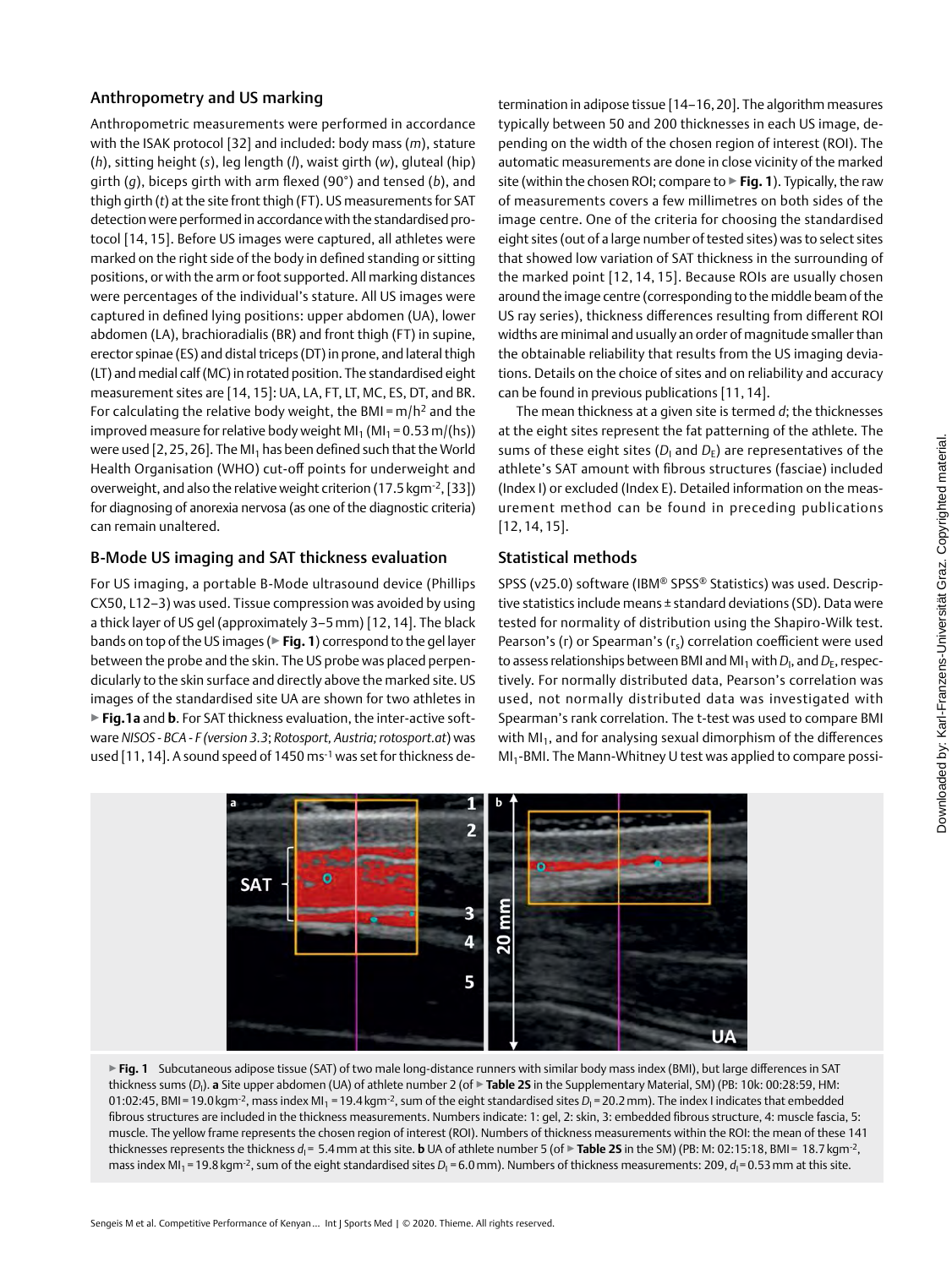## Anthropometry and US marking

Anthropometric measurements were performed in accordance with the ISAK protocol [32] and included: body mass ($m$), stature ($h$), sitting height ($s$), leg length ($l$), waist girth ($w$), gluteal (hip) girth ($g$), biceps girth with arm flexed (90°) and tensed ($b$), and thigh girth ($t$) at the site front thigh (FT). US measurements for SAT detection were performed in accordance with the standardised protocol [14, 15]. Before US images were captured, all athletes were marked on the right side of the body in defined standing or sitting positions, or with the arm or foot supported. All marking distances were percentages of the individual's stature. All US images were captured in defined lying positions: upper abdomen (UA), lower abdomen (LA), brachioradialis (BR) and front thigh (FT) in supine, erector spinae (ES) and distal triceps (DT) in prone, and lateral thigh (LT) and medial calf (MC) in rotated position. The standardised eight measurement sites are [14, 15]: UA, LA, FT, LT, MC, ES, DT, and BR. For calculating the relative body weight, the BMI = $m/h^2$ and the improved measure for relative body weight $MI_1$ ($MI_1 = 0.53\,m/(hs)$) were used [2, 25, 26]. The $MI_1$ has been defined such that the World Health Organisation (WHO) cut-off points for underweight and overweight, and also the relative weight criterion (17.5 kgm$^{-2}$, [33]) for diagnosing of anorexia nervosa (as one of the diagnostic criteria) can remain unaltered.

## B-Mode US imaging and SAT thickness evaluation

For US imaging, a portable B-Mode ultrasound device (Phillips CX50, L12–3) was used. Tissue compression was avoided by using a thick layer of US gel (approximately 3–5 mm) [12, 14]. The black bands on top of the US images (▶ **Fig. 1**) correspond to the gel layer between the probe and the skin. The US probe was placed perpendicularly to the skin surface and directly above the marked site. US images of the standardised site UA are shown for two athletes in ▶ **Fig. 1a** and **b**. For SAT thickness evaluation, the inter-active software *NISOS - BCA - F (version 3.3; Rotosport, Austria; rotosport.at)* was used [11, 14]. A sound speed of 1450 ms$^{-1}$ was set for thickness determination in adipose tissue [14–16, 20]. The algorithm measures typically between 50 and 200 thicknesses in each US image, depending on the width of the chosen region of interest (ROI). The automatic measurements are done in close vicinity of the marked site (within the chosen ROI; compare to ▶ **Fig. 1**). Typically, the raw of measurements covers a few millimetres on both sides of the image centre. One of the criteria for choosing the standardised eight sites (out of a large number of tested sites) was to select sites that showed low variation of SAT thickness in the surrounding of the marked point [12, 14, 15]. Because ROIs are usually chosen around the image centre (corresponding to the middle beam of the US ray series), thickness differences resulting from different ROI widths are minimal and usually an order of magnitude smaller than the obtainable reliability that results from the US imaging deviations. Details on the choice of sites and on reliability and accuracy can be found in previous publications [11, 14].

The mean thickness at a given site is termed $d$; the thicknesses at the eight sites represent the fat patterning of the athlete. The sums of these eight sites ($D_I$ and $D_E$) are representatives of the athlete's SAT amount with fibrous structures (fasciae) included (Index I) or excluded (Index E). Detailed information on the measurement method can be found in preceding publications [12, 14, 15].

## Statistical methods

SPSS (v25.0) software (IBM® SPSS® Statistics) was used. Descriptive statistics include means ± standard deviations (SD). Data were tested for normality of distribution using the Shapiro-Wilk test. Pearson's (r) or Spearman's ($r_s$) correlation coefficient were used to assess relationships between BMI and $MI_1$ with $D_I$, and $D_E$, respectively. For normally distributed data, Pearson's correlation was used, not normally distributed data was investigated with Spearman's rank correlation. The t-test was used to compare BMI with $MI_1$, and for analysing sexual dimorphism of the differences $MI_1$-BMI. The Mann-Whitney U test was applied to compare possi-

▶ **Fig. 1** Subcutaneous adipose tissue (SAT) of two male long-distance runners with similar body mass index (BMI), but large differences in SAT thickness sums ($D_I$). **a** Site upper abdomen (UA) of athlete number 2 (of ▶ **Table 2S** in the Supplementary Material, SM) (PB: 10k: 00:28:59, HM: 01:02:45, BMI = 19.0 kgm$^{-2}$, mass index $MI_1$ = 19.4 kgm$^{-2}$, sum of the eight standardised sites $D_I$ = 20.2 mm). The index I indicates that embedded fibrous structures are included in the thickness measurements. Numbers indicate: 1: gel, 2: skin, 3: embedded fibrous structure, 4: muscle fascia, 5: muscle. The yellow frame represents the chosen region of interest (ROI). Numbers of thickness measurements within the ROI: the mean of these 141 thicknesses represents the thickness $d_I$ = 5.4 mm at this site. **b** UA of athlete number 5 (of ▶ **Table 2S** in the SM) (PB: M: 02:15:18, BMI = 18.7 kgm$^{-2}$, mass index $MI_1$ = 19.8 kgm$^{-2}$, sum of the eight standardised sites $D_I$ = 6.0 mm). Numbers of thickness measurements: 209, $d_I$ = 0.53 mm at this site.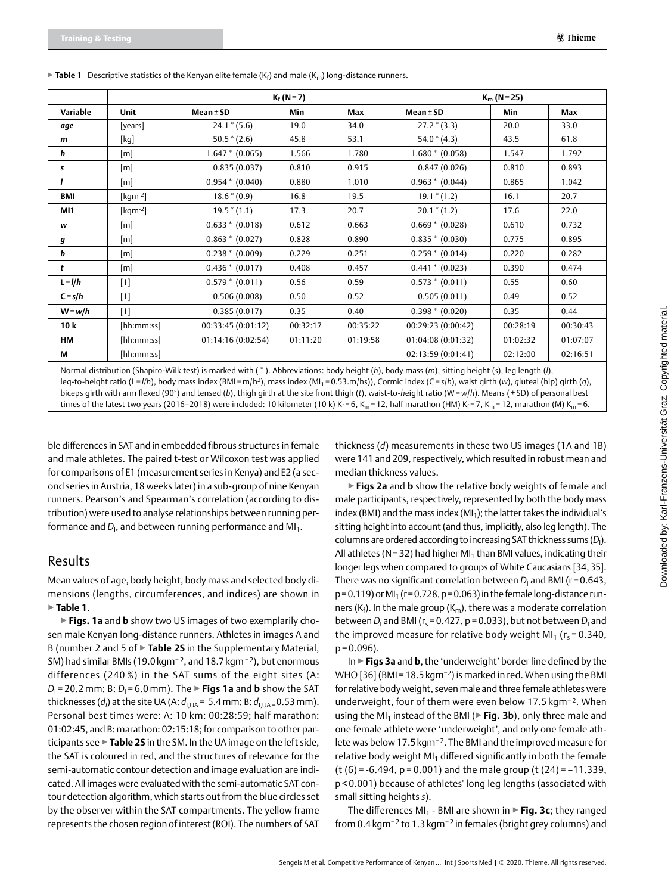▶ **Table 1** Descriptive statistics of the Kenyan elite female ($K_f$) and male ($K_m$) long-distance runners.

| | | $K_f$ (N = 7) | | | $K_m$ (N = 25) | | |
|---|---|---|---|---|---|---|---|
| **Variable** | **Unit** | **Mean ± SD** | **Min** | **Max** | **Mean ± SD** | **Min** | **Max** |
| ***age*** | [years] | 24.1 * (5.6) | 19.0 | 34.0 | 27.2 * (3.3) | 20.0 | 33.0 |
| ***m*** | [kg] | 50.5 * (2.6) | 45.8 | 53.1 | 54.0 * (4.3) | 43.5 | 61.8 |
| ***h*** | [m] | 1.647 * (0.065) | 1.566 | 1.780 | 1.680 * (0.058) | 1.547 | 1.792 |
| ***s*** | [m] | 0.835 (0.037) | 0.810 | 0.915 | 0.847 (0.026) | 0.810 | 0.893 |
| ***l*** | [m] | 0.954 * (0.040) | 0.880 | 1.010 | 0.963 * (0.044) | 0.865 | 1.042 |
| **BMI** | [$kgm^{-2}$] | 18.6 * (0.9) | 16.8 | 19.5 | 19.1 * (1.2) | 16.1 | 20.7 |
| **MI1** | [$kgm^{-2}$] | 19.5 * (1.1) | 17.3 | 20.7 | 20.1 * (1.2) | 17.6 | 22.0 |
| ***w*** | [m] | 0.633 * (0.018) | 0.612 | 0.663 | 0.669 * (0.028) | 0.610 | 0.732 |
| ***g*** | [m] | 0.863 * (0.027) | 0.828 | 0.890 | 0.835 * (0.030) | 0.775 | 0.895 |
| ***b*** | [m] | 0.238 * (0.009) | 0.229 | 0.251 | 0.259 * (0.014) | 0.220 | 0.282 |
| ***t*** | [m] | 0.436 * (0.017) | 0.408 | 0.457 | 0.441 * (0.023) | 0.390 | 0.474 |
| **L = *l*/*h*** | [1] | 0.579 * (0.011) | 0.56 | 0.59 | 0.573 * (0.011) | 0.55 | 0.60 |
| **C = *s*/*h*** | [1] | 0.506 (0.008) | 0.50 | 0.52 | 0.505 (0.011) | 0.49 | 0.52 |
| **W = *w*/*h*** | [1] | 0.385 (0.017) | 0.35 | 0.40 | 0.398 * (0.020) | 0.35 | 0.44 |
| **10 k** | [hh:mm:ss] | 00:33:45 (0:01:12) | 00:32:17 | 00:35:22 | 00:29:23 (0:00:42) | 00:28:19 | 00:30:43 |
| **HM** | [hh:mm:ss] | 01:14:16 (0:02:54) | 01:11:20 | 01:19:58 | 01:04:08 (0:01:32) | 01:02:32 | 01:07:07 |
| **M** | [hh:mm:ss] | | | | 02:13:59 (0:01:41) | 02:12:00 | 02:16:51 |

Normal distribution (Shapiro-Wilk test) is marked with ( * ). Abbreviations: body height (*h*), body mass (*m*), sitting height (*s*), leg length (*l*), leg-to-height ratio (L = *l*/*h*), body mass index (BMI = $m/h^2$), mass index ($MI_1 = 0.53.m/hs$)), Cormic index (C = *s*/*h*), waist girth (*w*), gluteal (hip) girth (*g*), biceps girth with arm flexed (90°) and tensed (*b*), thigh girth at the site front thigh (*t*), waist-to-height ratio (W = *w*/*h*). Means ( ± SD) of personal best times of the latest two years (2016–2018) were included: 10 kilometer (10 k) $K_f$ = 6, $K_m$ = 12, half marathon (HM) $K_f$ = 7, $K_m$ = 12, marathon (M) $K_m$ = 6.

ble differences in SAT and in embedded fibrous structures in female and male athletes. The paired t-test or Wilcoxon test was applied for comparisons of E1 (measurement series in Kenya) and E2 (a second series in Austria, 18 weeks later) in a sub-group of nine Kenyan runners. Pearson's and Spearman's correlation (according to distribution) were used to analyse relationships between running performance and $D_I$, and between running performance and $MI_1$.

## Results

Mean values of age, body height, body mass and selected body dimensions (lengths, circumferences, and indices) are shown in ▶ **Table 1**.

▶ **Figs. 1a** and **b** show two US images of two exemplarily chosen male Kenyan long-distance runners. Athletes in images A and B (number 2 and 5 of ▶ **Table 2S** in the Supplementary Material, SM) had similar BMIs (19.0 $kgm^{-2}$, and 18.7 $kgm^{-2}$), but enormous differences (240 %) in the SAT sums of the eight sites (A: $D_I$ = 20.2 mm; B: $D_I$ = 6.0 mm). The ▶ **Figs 1a** and **b** show the SAT thicknesses ($d_I$) at the site UA (A: $d_{I,UA}$ = 5.4 mm; B: $d_{I,UA}$ = 0.53 mm). Personal best times were: A: 10 km: 00:28:59; half marathon: 01:02:45, and B: marathon: 02:15:18; for comparison to other participants see ▶ **Table 2S** in the SM. In the UA image on the left side, the SAT is coloured in red, and the structures of relevance for the semi-automatic contour detection and image evaluation are indicated. All images were evaluated with the semi-automatic SAT contour detection algorithm, which starts out from the blue circles set by the observer within the SAT compartments. The yellow frame represents the chosen region of interest (ROI). The numbers of SAT thickness (*d*) measurements in these two US images (1A and 1B) were 141 and 209, respectively, which resulted in robust mean and median thickness values.

▶ **Figs 2a** and **b** show the relative body weights of female and male participants, respectively, represented by both the body mass index (BMI) and the mass index ($MI_1$); the latter takes the individual's sitting height into account (and thus, implicitly, also leg length). The columns are ordered according to increasing SAT thickness sums ($D_I$). All athletes (N = 32) had higher $MI_1$ than BMI values, indicating their longer legs when compared to groups of White Caucasians [34, 35]. There was no significant correlation between $D_I$ and BMI (r = 0.643, p = 0.119) or $MI_1$ (r = 0.728, p = 0.063) in the female long-distance runners ($K_f$). In the male group ($K_m$), there was a moderate correlation between $D_I$ and BMI ($r_s$ = 0.427, p = 0.033), but not between $D_I$ and the improved measure for relative body weight $MI_1$ ($r_s$ = 0.340, p = 0.096).

In ▶ **Figs 3a** and **b**, the 'underweight' border line defined by the WHO [36] (BMI = 18.5 $kgm^{-2}$) is marked in red. When using the BMI for relative body weight, seven male and three female athletes were underweight, four of them were even below 17.5 $kgm^{-2}$. When using the $MI_1$ instead of the BMI (▶ **Fig. 3b**), only three male and one female athlete were 'underweight', and only one female athlete was below 17.5 $kgm^{-2}$. The BMI and the improved measure for relative body weight $MI_1$ differed significantly in both the female (t (6) = -6.494, p = 0.001) and the male group (t (24) = –11.339, p < 0.001) because of athletes' long leg lengths (associated with small sitting heights *s*).

The differences $MI_1$ - BMI are shown in ▶ **Fig. 3c**; they ranged from 0.4 $kgm^{-2}$ to 1.3 $kgm^{-2}$ in females (bright grey columns) and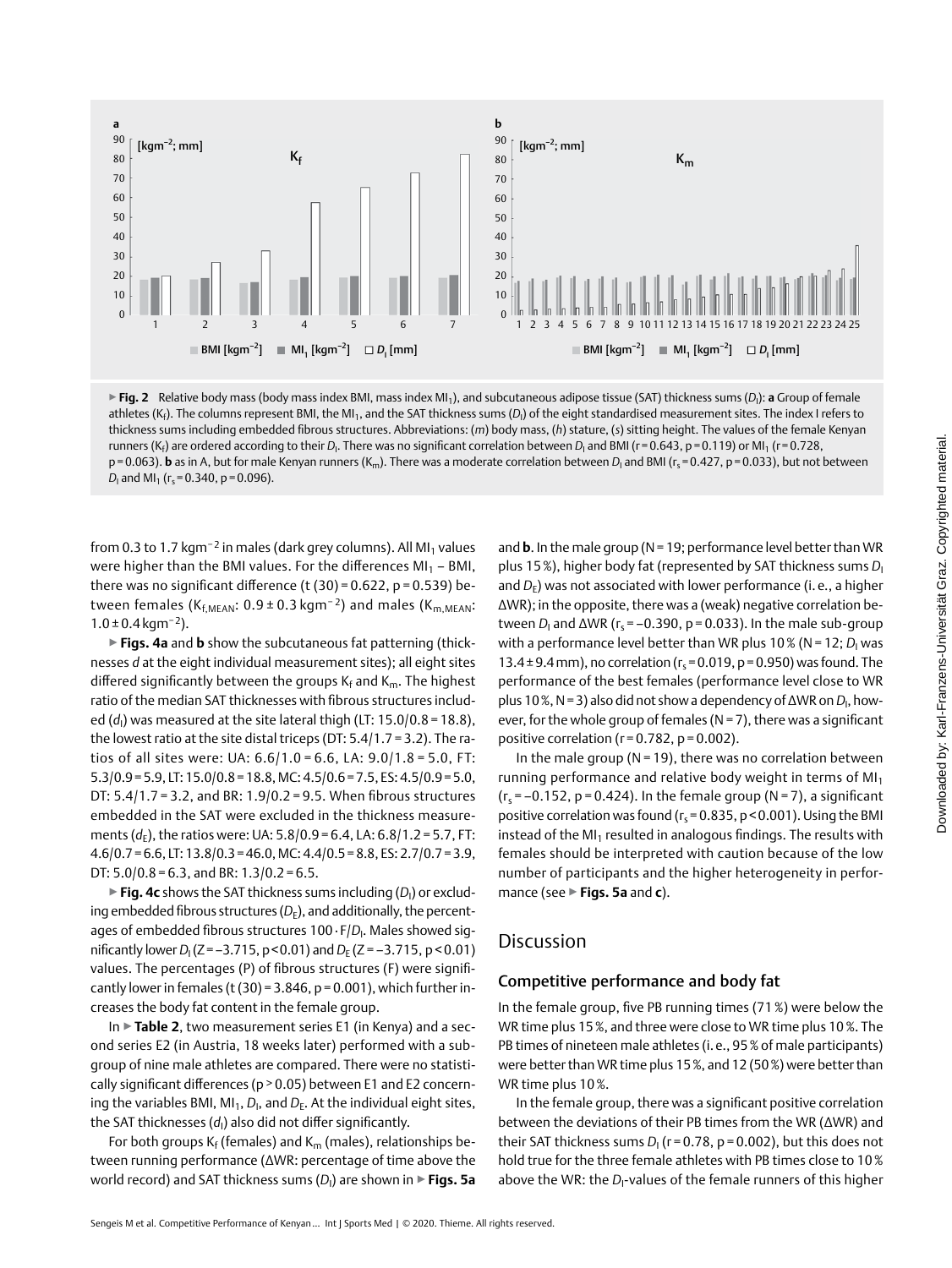**Fig. 2** Relative body mass (body mass index BMI, mass index $MI_1$), and subcutaneous adipose tissue (SAT) thickness sums ($D_I$): **a** Group of female athletes ($K_f$). The columns represent BMI, the $MI_1$, and the SAT thickness sums ($D_I$) of the eight standardised measurement sites. The index I refers to thickness sums including embedded fibrous structures. Abbreviations: (*m*) body mass, (*h*) stature, (*s*) sitting height. The values of the female Kenyan runners ($K_f$) are ordered according to their $D_I$. There was no significant correlation between $D_I$ and BMI ($r = 0.643$, $p = 0.119$) or $MI_1$ ($r = 0.728$, $p = 0.063$). **b** as in A, but for male Kenyan runners ($K_m$). There was a moderate correlation between $D_I$ and BMI ($r_s = 0.427$, $p = 0.033$), but not between $D_I$ and $MI_1$ ($r_s = 0.340$, $p = 0.096$).

from 0.3 to 1.7 $kgm^{-2}$ in males (dark grey columns). All $MI_1$ values were higher than the BMI values. For the differences $MI_1$ – BMI, there was no significant difference ($t(30) = 0.622$, $p = 0.539$) between females ($K_{f,MEAN}$: $0.9 \pm 0.3$ $kgm^{-2}$) and males ($K_{m,MEAN}$: $1.0 \pm 0.4$ $kgm^{-2}$).

▶ **Figs. 4a** and **b** show the subcutaneous fat patterning (thicknesses *d* at the eight individual measurement sites); all eight sites differed significantly between the groups $K_f$ and $K_m$. The highest ratio of the median SAT thicknesses with fibrous structures included ($d_I$) was measured at the site lateral thigh (LT: 15.0/0.8 = 18.8), the lowest ratio at the site distal triceps (DT: 5.4/1.7 = 3.2). The ratios of all sites were: UA: 6.6/1.0 = 6.6, LA: 9.0/1.8 = 5.0, FT: 5.3/0.9 = 5.9, LT: 15.0/0.8 = 18.8, MC: 4.5/0.6 = 7.5, ES: 4.5/0.9 = 5.0, DT: 5.4/1.7 = 3.2, and BR: 1.9/0.2 = 9.5. When fibrous structures embedded in the SAT were excluded in the thickness measurements ($d_E$), the ratios were: UA: 5.8/0.9 = 6.4, LA: 6.8/1.2 = 5.7, FT: 4.6/0.7 = 6.6, LT: 13.8/0.3 = 46.0, MC: 4.4/0.5 = 8.8, ES: 2.7/0.7 = 3.9, DT: 5.0/0.8 = 6.3, and BR: 1.3/0.2 = 6.5.

▶ **Fig. 4c** shows the SAT thickness sums including ($D_I$) or excluding embedded fibrous structures ($D_E$), and additionally, the percentages of embedded fibrous structures $100 \cdot F/D_I$. Males showed significantly lower $D_I$ ($Z = -3.715$, $p < 0.01$) and $D_E$ ($Z = -3.715$, $p < 0.01$) values. The percentages (P) of fibrous structures (F) were significantly lower in females ($t(30) = 3.846$, $p = 0.001$), which further increases the body fat content in the female group.

In ▶ **Table 2**, two measurement series E1 (in Kenya) and a second series E2 (in Austria, 18 weeks later) performed with a subgroup of nine male athletes are compared. There were no statistically significant differences ($p > 0.05$) between E1 and E2 concerning the variables BMI, $MI_1$, $D_I$, and $D_E$. At the individual eight sites, the SAT thicknesses ($d_I$) also did not differ significantly.

For both groups $K_f$ (females) and $K_m$ (males), relationships between running performance (ΔWR: percentage of time above the world record) and SAT thickness sums ($D_I$) are shown in ▶ **Figs. 5a** and **b**. In the male group (N = 19; performance level better than WR plus 15 %), higher body fat (represented by SAT thickness sums $D_I$ and $D_E$) was not associated with lower performance (i. e., a higher ΔWR); in the opposite, there was a (weak) negative correlation between $D_I$ and ΔWR ($r_s = -0.390$, $p = 0.033$). In the male sub-group with a performance level better than WR plus 10 % (N = 12; $D_I$ was $13.4 \pm 9.4$ mm), no correlation ($r_s = 0.019$, $p = 0.950$) was found. The performance of the best females (performance level close to WR plus 10 %, N = 3) also did not show a dependency of ΔWR on $D_I$, however, for the whole group of females (N = 7), there was a significant positive correlation ($r = 0.782$, $p = 0.002$).

In the male group (N = 19), there was no correlation between running performance and relative body weight in terms of $MI_1$ ($r_s = -0.152$, $p = 0.424$). In the female group (N = 7), a significant positive correlation was found ($r_s = 0.835$, $p < 0.001$). Using the BMI instead of the $MI_1$ resulted in analogous findings. The results with females should be interpreted with caution because of the low number of participants and the higher heterogeneity in performance (see ▶ **Figs. 5a** and **c**).

## Discussion

### Competitive performance and body fat

In the female group, five PB running times (71 %) were below the WR time plus 15 %, and three were close to WR time plus 10 %. The PB times of nineteen male athletes (i. e., 95 % of male participants) were better than WR time plus 15 %, and 12 (50 %) were better than WR time plus 10 %.

In the female group, there was a significant positive correlation between the deviations of their PB times from the WR (ΔWR) and their SAT thickness sums $D_I$ ($r = 0.78$, $p = 0.002$), but this does not hold true for the three female athletes with PB times close to 10 % above the WR: the $D_I$-values of the female runners of this higher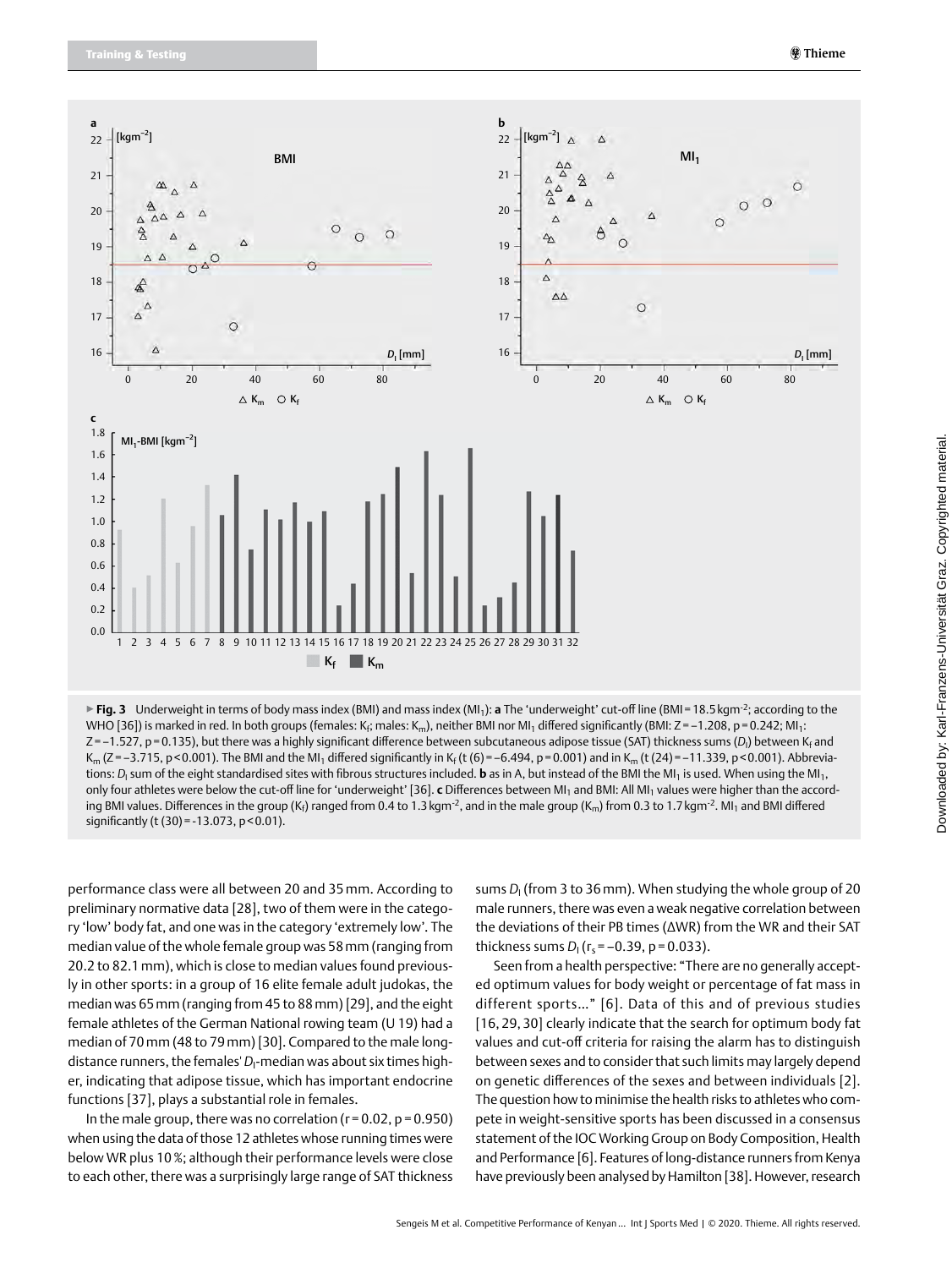▶ **Fig. 3** Underweight in terms of body mass index (BMI) and mass index ($MI_1$): **a** The 'underweight' cut-off line (BMI = 18.5 kgm$^{-2}$; according to the WHO [36]) is marked in red. In both groups (females: $K_f$; males: $K_m$), neither BMI nor $MI_1$ differed significantly (BMI: Z = −1.208, p = 0.242; $MI_1$: Z = −1.527, p = 0.135), but there was a highly significant difference between subcutaneous adipose tissue (SAT) thickness sums ($D_I$) between $K_f$ and $K_m$ (Z = −3.715, p < 0.001). The BMI and the $MI_1$ differed significantly in $K_f$ (t (6) = −6.494, p = 0.001) and in $K_m$ (t (24) = −11.339, p < 0.001). Abbreviations: $D_I$ sum of the eight standardised sites with fibrous structures included. **b** as in A, but instead of the BMI the $MI_1$ is used. When using the $MI_1$, only four athletes were below the cut-off line for 'underweight' [36]. **c** Differences between $MI_1$ and BMI: All $MI_1$ values were higher than the according BMI values. Differences in the group ($K_f$) ranged from 0.4 to 1.3 kgm$^{-2}$, and in the male group ($K_m$) from 0.3 to 1.7 kgm$^{-2}$. $MI_1$ and BMI differed significantly (t (30) = -13.073, p < 0.01).

performance class were all between 20 and 35 mm. According to preliminary normative data [28], two of them were in the category 'low' body fat, and one was in the category 'extremely low'. The median value of the whole female group was 58 mm (ranging from 20.2 to 82.1 mm), which is close to median values found previously in other sports: in a group of 16 elite female adult judokas, the median was 65 mm (ranging from 45 to 88 mm) [29], and the eight female athletes of the German National rowing team (U 19) had a median of 70 mm (48 to 79 mm) [30]. Compared to the male long-distance runners, the females' $D_I$-median was about six times higher, indicating that adipose tissue, which has important endocrine functions [37], plays a substantial role in females.

In the male group, there was no correlation (r = 0.02, p = 0.950) when using the data of those 12 athletes whose running times were below WR plus 10 %; although their performance levels were close to each other, there was a surprisingly large range of SAT thickness sums $D_I$ (from 3 to 36 mm). When studying the whole group of 20 male runners, there was even a weak negative correlation between the deviations of their PB times (ΔWR) from the WR and their SAT thickness sums $D_I$ ($r_s$ = −0.39, p = 0.033).

Seen from a health perspective: "There are no generally accepted optimum values for body weight or percentage of fat mass in different sports…" [6]. Data of this and of previous studies [16, 29, 30] clearly indicate that the search for optimum body fat values and cut-off criteria for raising the alarm has to distinguish between sexes and to consider that such limits may largely depend on genetic differences of the sexes and between individuals [2]. The question how to minimise the health risks to athletes who compete in weight-sensitive sports has been discussed in a consensus statement of the IOC Working Group on Body Composition, Health and Performance [6]. Features of long-distance runners from Kenya have previously been analysed by Hamilton [38]. However, research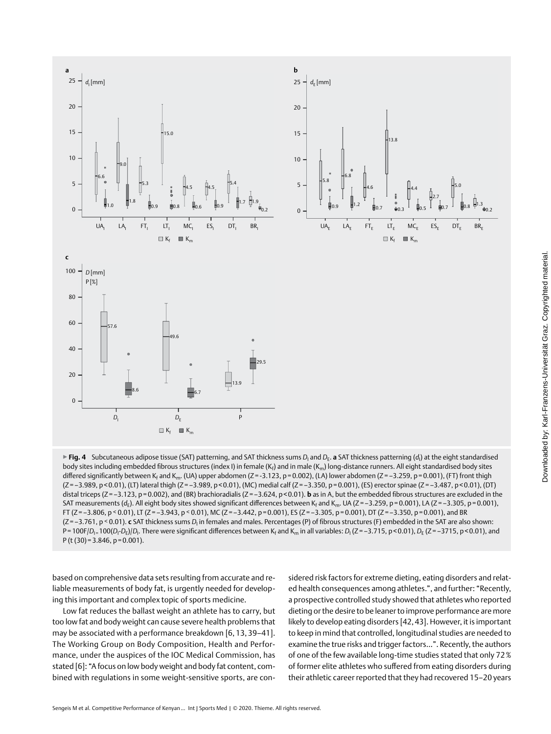▶ **Fig. 4** Subcutaneous adipose tissue (SAT) patterning, and SAT thickness sums $D_I$ and $D_E$. **a** SAT thickness patterning ($d_I$) at the eight standardised body sites including embedded fibrous structures (index I) in female ($K_f$) and in male ($K_m$) long-distance runners. All eight standardised body sites differed significantly between $K_f$ and $K_m$. (UA) upper abdomen ($Z=-3.123$, $p=0.002$), (LA) lower abdomen ($Z=-3.259$, $p=0.001$), (FT) front thigh ($Z=-3.989$, $p<0.01$), (LT) lateral thigh ($Z=-3.989$, $p<0.01$), (MC) medial calf ($Z=-3.350$, $p=0.001$), (ES) erector spinae ($Z=-3.487$, $p<0.01$), (DT) distal triceps ($Z=-3.123$, $p=0.002$), and (BR) brachioradialis ($Z=-3.624$, $p<0.01$). **b** as in A, but the embedded fibrous structures are excluded in the SAT measurements ($d_E$). All eight body sites showed significant differences between $K_f$ and $K_m$. UA ($Z=-3.259$, $p=0.001$), LA ($Z=-3.305$, $p=0.001$), FT ($Z=-3.806$, $p<0.01$), LT ($Z=-3.943$, $p<0.01$), MC ($Z=-3.442$, $p=0.001$), ES ($Z=-3.305$, $p=0.001$), DT ($Z=-3.350$, $p=0.001$), and BR ($Z=-3.761$, $p<0.01$). **c** SAT thickness sums $D_I$ in females and males. Percentages (P) of fibrous structures (F) embedded in the SAT are also shown: $P=100F/D_I=100(D_I-D_E)/D_I$. There were significant differences between $K_f$ and $K_m$ in all variables: $D_I$ ($Z=-3.715$, $p<0.01$), $D_E$ ($Z=-3715$, $p<0.01$), and P ($t(30)=3.846$, $p=0.001$).

based on comprehensive data sets resulting from accurate and reliable measurements of body fat, is urgently needed for developing this important and complex topic of sports medicine.

Low fat reduces the ballast weight an athlete has to carry, but too low fat and body weight can cause severe health problems that may be associated with a performance breakdown [6, 13, 39–41]. The Working Group on Body Composition, Health and Performance, under the auspices of the IOC Medical Commission, has stated [6]: "A focus on low body weight and body fat content, combined with regulations in some weight-sensitive sports, are considered risk factors for extreme dieting, eating disorders and related health consequences among athletes.", and further: "Recently, a prospective controlled study showed that athletes who reported dieting or the desire to be leaner to improve performance are more likely to develop eating disorders [42, 43]. However, it is important to keep in mind that controlled, longitudinal studies are needed to examine the true risks and trigger factors...". Recently, the authors of one of the few available long-time studies stated that only 72 % of former elite athletes who suffered from eating disorders during their athletic career reported that they had recovered 15–20 years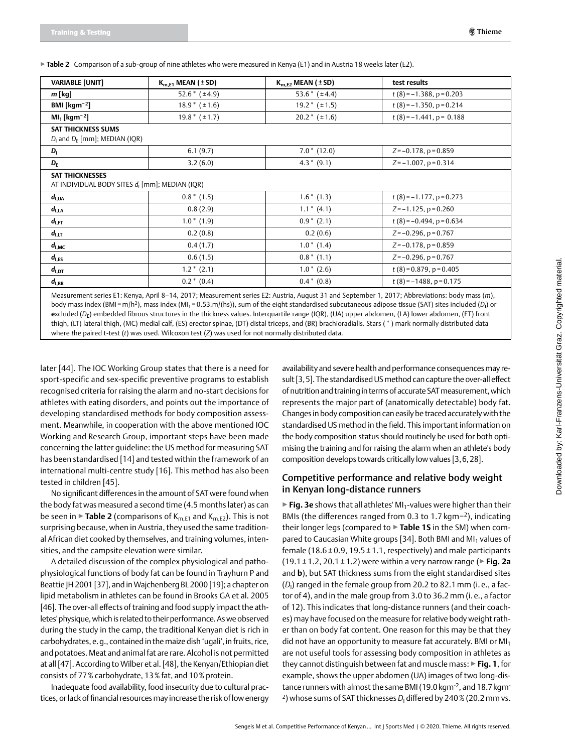▶ **Table 2** Comparison of a sub-group of nine athletes who were measured in Kenya (E1) and in Austria 18 weeks later (E2).

| VARIABLE [UNIT] | $K_{m,E1}$ MEAN (±SD) | $K_{m,E2}$ MEAN (±SD) | test results |
|---|---|---|---|
| *m* [kg] | 52.6 * (±4.9) | 53.6 * (±4.4) | $t(8) = -1.388$, $p = 0.203$ |
| BMI [$kgm^{-2}$] | 18.9 * (±1.6) | 19.2 * (±1.5) | $t(8) = -1.350$, $p = 0.214$ |
| $MI_1$ [$kgm^{-2}$] | 19.8 * (±1.7) | 20.2 * (±1.6) | $t(8) = -1.441$, $p = 0.188$ |
| **SAT THICKNESS SUMS** $D_I$ and $D_E$ [mm]; MEDIAN (IQR) | | | |
| $D_I$ | 6.1 (9.7) | 7.0 * (12.0) | $Z = -0.178$, $p = 0.859$ |
| $D_E$ | 3.2 (6.0) | 4.3 * (9.1) | $Z = -1.007$, $p = 0.314$ |
| **SAT THICKNESSES** AT INDIVIDUAL BODY SITES $d_I$ [mm]; MEDIAN (IQR) | | | |
| $d_{I,UA}$ | 0.8 * (1.5) | 1.6 * (1.3) | $t(8) = -1.177$, $p = 0.273$ |
| $d_{I,LA}$ | 0.8 (2.9) | 1.1 * (4.1) | $Z = -1.125$, $p = 0.260$ |
| $d_{I,FT}$ | 1.0 * (1.9) | 0.9 * (2.1) | $t(8) = -0.494$, $p = 0.634$ |
| $d_{I,LT}$ | 0.2 (0.8) | 0.2 (0.6) | $Z = -0.296$, $p = 0.767$ |
| $d_{I,MC}$ | 0.4 (1.7) | 1.0 * (1.4) | $Z = -0.178$, $p = 0.859$ |
| $d_{I,ES}$ | 0.6 (1.5) | 0.8 * (1.1) | $Z = -0.296$, $p = 0.767$ |
| $d_{I,DT}$ | 1.2 * (2.1) | 1.0 * (2.6) | $t(8) = 0.879$, $p = 0.405$ |
| $d_{I,BR}$ | 0.2 * (0.4) | 0.4 * (0.8) | $t(8) = -1488$, $p = 0.175$ |

Measurement series E1: Kenya, April 8–14, 2017; Measurement series E2: Austria, August 31 and September 1, 2017; Abbreviations: body mass (*m*), body mass index (BMI = m/h²), mass index ($MI_1 = 0.53.m/(hs)$), sum of the eight standardised subcutaneous adipose tissue (SAT) sites included ($D_I$) or excluded ($D_E$) embedded fibrous structures in the thickness values. Interquartile range (IQR), (UA) upper abdomen, (LA) lower abdomen, (FT) front thigh, (LT) lateral thigh, (MC) medial calf, (ES) erector spinae, (DT) distal triceps, and (BR) brachioradialis. Stars ( * ) mark normally distributed data where the paired t-test (*t*) was used. Wilcoxon test (*Z*) was used for not normally distributed data.

later [44]. The IOC Working Group states that there is a need for sport-specific and sex-specific preventive programs to establish recognised criteria for raising the alarm and no-start decisions for athletes with eating disorders, and points out the importance of developing standardised methods for body composition assessment. Meanwhile, in cooperation with the above mentioned IOC Working and Research Group, important steps have been made concerning the latter guideline: the US method for measuring SAT has been standardised [14] and tested within the framework of an international multi-centre study [16]. This method has also been tested in children [45].

No significant differences in the amount of SAT were found when the body fat was measured a second time (4.5 months later) as can be seen in ▶ **Table 2** (comparisons of $K_{m,E1}$ and $K_{m,E2}$). This is not surprising because, when in Austria, they used the same traditional African diet cooked by themselves, and training volumes, intensities, and the campsite elevation were similar.

A detailed discussion of the complex physiological and pathophysiological functions of body fat can be found in Trayhurn P and Beattie JH 2001 [37], and in Wajchenberg BL 2000 [19]; a chapter on lipid metabolism in athletes can be found in Brooks GA et al. 2005 [46]. The over-all effects of training and food supply impact the athletes' physique, which is related to their performance. As we observed during the study in the camp, the traditional Kenyan diet is rich in carbohydrates, e.g., contained in the maize dish 'ugali', in fruits, rice, and potatoes. Meat and animal fat are rare. Alcohol is not permitted at all [47]. According to Wilber et al. [48], the Kenyan/Ethiopian diet consists of 77% carbohydrate, 13% fat, and 10% protein.

Inadequate food availability, food insecurity due to cultural practices, or lack of financial resources may increase the risk of low energy availability and severe health and performance consequences may result [3, 5]. The standardised US method can capture the over-all effect of nutrition and training in terms of accurate SAT measurement, which represents the major part of (anatomically detectable) body fat. Changes in body composition can easily be traced accurately with the standardised US method in the field. This important information on the body composition status should routinely be used for both optimising the training and for raising the alarm when an athlete's body composition develops towards critically low values [3, 6, 28].

## Competitive performance and relative body weight in Kenyan long-distance runners

▶ **Fig. 3e** shows that all athletes' $MI_1$-values were higher than their BMIs (the differences ranged from 0.3 to 1.7 $kgm^{-2}$), indicating their longer legs (compared to ▶ **Table 1S** in the SM) when compared to Caucasian White groups [34]. Both BMI and $MI_1$ values of female (18.6 ± 0.9, 19.5 ± 1.1, respectively) and male participants (19.1 ± 1.2, 20.1 ± 1.2) were within a very narrow range (▶ **Fig. 2a** and **b**), but SAT thickness sums from the eight standardised sites ($D_I$) ranged in the female group from 20.2 to 82.1 mm (i.e., a factor of 4), and in the male group from 3.0 to 36.2 mm (i.e., a factor of 12). This indicates that long-distance runners (and their coaches) may have focused on the measure for relative body weight rather than on body fat content. One reason for this may be that they did not have an opportunity to measure fat accurately. BMI or $MI_1$ are not useful tools for assessing body composition in athletes as they cannot distinguish between fat and muscle mass: ▶ **Fig. 1**, for example, shows the upper abdomen (UA) images of two long-distance runners with almost the same BMI (19.0 $kgm^{-2}$, and 18.7 $kgm^{-2}$) whose sums of SAT thicknesses $D_I$ differed by 240% (20.2 mm vs.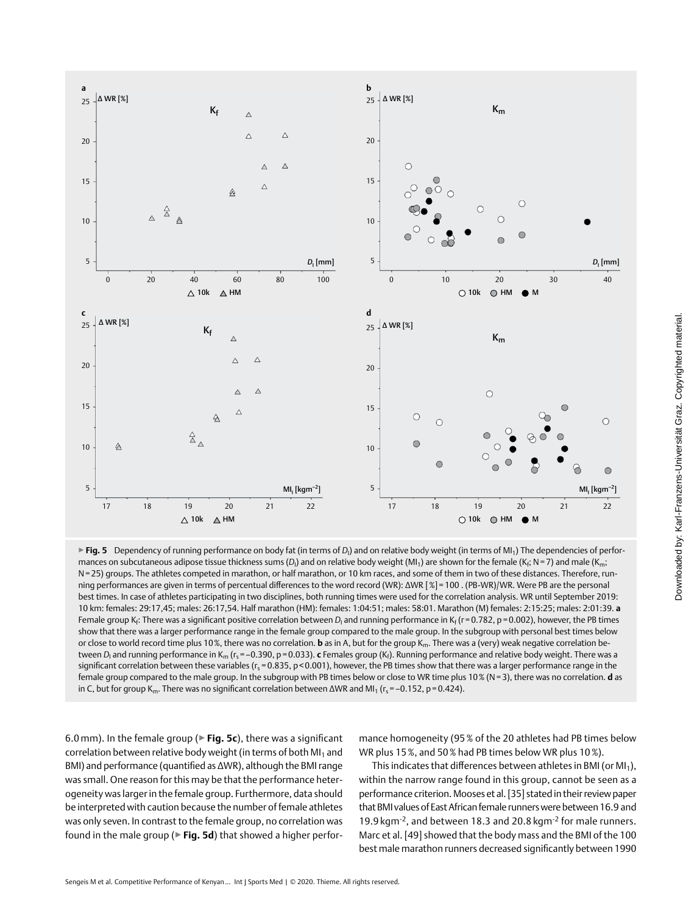▶ **Fig. 5** Dependency of running performance on body fat (in terms of $D_l$) and on relative body weight (in terms of $MI_1$) The dependencies of performances on subcutaneous adipose tissue thickness sums ($D_l$) and on relative body weight ($MI_1$) are shown for the female ($K_f$; N = 7) and male ($K_m$; N = 25) groups. The athletes competed in marathon, or half marathon, or 10 km races, and some of them in two of these distances. Therefore, running performances are given in terms of percentual differences to the word record (WR): ΔWR [%] = 100 . (PB-WR)/WR. Were PB are the personal best times. In case of athletes participating in two disciplines, both running times were used for the correlation analysis. WR until September 2019: 10 km: females: 29:17,45; males: 26:17,54. Half marathon (HM): females: 1:04:51; males: 58:01. Marathon (M) females: 2:15:25; males: 2:01:39. **a** Female group $K_f$: There was a significant positive correlation between $D_l$ and running performance in $K_f$ ($r = 0.782$, $p = 0.002$), however, the PB times show that there was a larger performance range in the female group compared to the male group. In the subgroup with personal best times below or close to world record time plus 10 %, there was no correlation. **b** as in A, but for the group $K_m$. There was a (very) weak negative correlation between $D_l$ and running performance in $K_m$ ($r_s = -0.390$, $p = 0.033$). **c** Females group ($K_f$). Running performance and relative body weight. There was a significant correlation between these variables ($r_s = 0.835$, $p < 0.001$), however, the PB times show that there was a larger performance range in the female group compared to the male group. In the subgroup with PB times below or close to WR time plus 10 % (N = 3), there was no correlation. **d** as in C, but for group $K_m$. There was no significant correlation between ΔWR and $MI_1$ ($r_s = -0.152$, $p = 0.424$).

6.0 mm). In the female group (▶ **Fig. 5c**), there was a significant correlation between relative body weight (in terms of both $MI_1$ and BMI) and performance (quantified as ΔWR), although the BMI range was small. One reason for this may be that the performance heterogeneity was larger in the female group. Furthermore, data should be interpreted with caution because the number of female athletes was only seven. In contrast to the female group, no correlation was found in the male group (▶ **Fig. 5d**) that showed a higher performance homogeneity (95 % of the 20 athletes had PB times below WR plus 15 %, and 50 % had PB times below WR plus 10 %).

This indicates that differences between athletes in BMI (or $MI_1$), within the narrow range found in this group, cannot be seen as a performance criterion. Mooses et al. [35] stated in their review paper that BMI values of East African female runners were between 16.9 and 19.9 $kgm^{-2}$, and between 18.3 and 20.8 $kgm^{-2}$ for male runners. Marc et al. [49] showed that the body mass and the BMI of the 100 best male marathon runners decreased significantly between 1990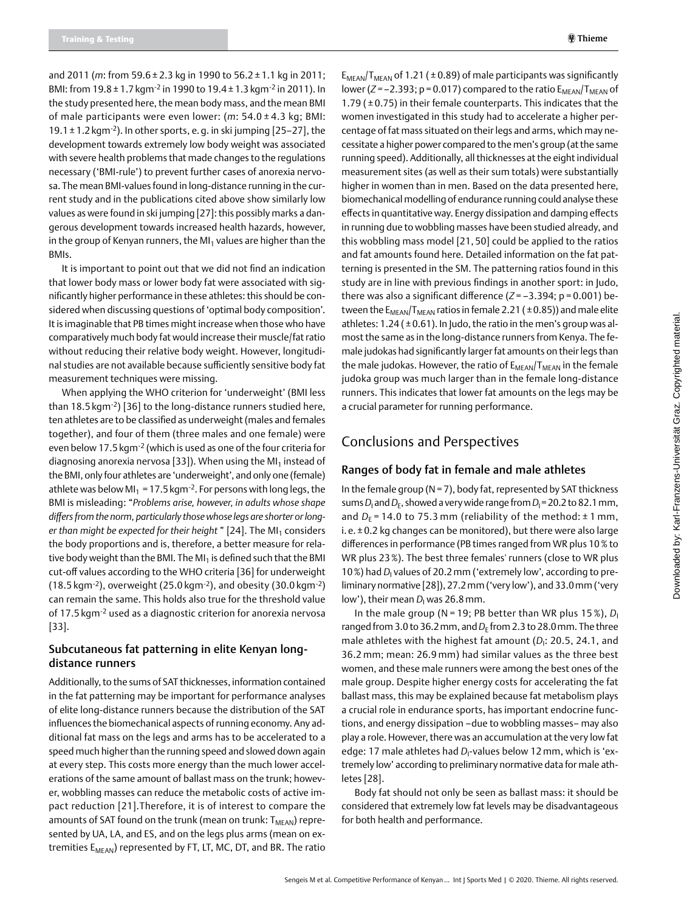and 2011 (*m*: from 59.6 ± 2.3 kg in 1990 to 56.2 ± 1.1 kg in 2011; BMI: from 19.8 ± 1.7 kgm$^{-2}$ in 1990 to 19.4 ± 1.3 kgm$^{-2}$ in 2011). In the study presented here, the mean body mass, and the mean BMI of male participants were even lower: (*m*: 54.0 ± 4.3 kg; BMI: 19.1 ± 1.2 kgm$^{-2}$). In other sports, e. g. in ski jumping [25–27], the development towards extremely low body weight was associated with severe health problems that made changes to the regulations necessary ('BMI-rule') to prevent further cases of anorexia nervosa. The mean BMI-values found in long-distance running in the current study and in the publications cited above show similarly low values as were found in ski jumping [27]: this possibly marks a dangerous development towards increased health hazards, however, in the group of Kenyan runners, the $MI_1$ values are higher than the BMIs.

It is important to point out that we did not find an indication that lower body mass or lower body fat were associated with significantly higher performance in these athletes: this should be considered when discussing questions of 'optimal body composition'. It is imaginable that PB times might increase when those who have comparatively much body fat would increase their muscle/fat ratio without reducing their relative body weight. However, longitudinal studies are not available because sufficiently sensitive body fat measurement techniques were missing.

When applying the WHO criterion for 'underweight' (BMI less than 18.5 kgm$^{-2}$) [36] to the long-distance runners studied here, ten athletes are to be classified as underweight (males and females together), and four of them (three males and one female) were even below 17.5 kgm$^{-2}$ (which is used as one of the four criteria for diagnosing anorexia nervosa [33]). When using the $MI_1$ instead of the BMI, only four athletes are 'underweight', and only one (female) athlete was below $MI_1$ = 17.5 kgm$^{-2}$. For persons with long legs, the BMI is misleading: "*Problems arise, however, in adults whose shape differs from the norm, particularly those whose legs are shorter or longer than might be expected for their height* " [24]. The $MI_1$ considers the body proportions and is, therefore, a better measure for relative body weight than the BMI. The $MI_1$ is defined such that the BMI cut-off values according to the WHO criteria [36] for underweight (18.5 kgm$^{-2}$), overweight (25.0 kgm$^{-2}$), and obesity (30.0 kgm$^{-2}$) can remain the same. This holds also true for the threshold value of 17.5 kgm$^{-2}$ used as a diagnostic criterion for anorexia nervosa [33].

### Subcutaneous fat patterning in elite Kenyan long-distance runners

Additionally, to the sums of SAT thicknesses, information contained in the fat patterning may be important for performance analyses of elite long-distance runners because the distribution of the SAT influences the biomechanical aspects of running economy. Any additional fat mass on the legs and arms has to be accelerated to a speed much higher than the running speed and slowed down again at every step. This costs more energy than the much lower accelerations of the same amount of ballast mass on the trunk; however, wobbling masses can reduce the metabolic costs of active impact reduction [21].Therefore, it is of interest to compare the amounts of SAT found on the trunk (mean on trunk: $T_{MEAN}$) represented by UA, LA, and ES, and on the legs plus arms (mean on extremities $E_{MEAN}$) represented by FT, LT, MC, DT, and BR. The ratio $E_{MEAN}/T_{MEAN}$ of 1.21 ( ± 0.89) of male participants was significantly lower ($Z$ = –2.393; p = 0.017) compared to the ratio $E_{MEAN}/T_{MEAN}$ of 1.79 ( ± 0.75) in their female counterparts. This indicates that the women investigated in this study had to accelerate a higher percentage of fat mass situated on their legs and arms, which may necessitate a higher power compared to the men's group (at the same running speed). Additionally, all thicknesses at the eight individual measurement sites (as well as their sum totals) were substantially higher in women than in men. Based on the data presented here, biomechanical modelling of endurance running could analyse these effects in quantitative way. Energy dissipation and damping effects in running due to wobbling masses have been studied already, and this wobbling mass model [21, 50] could be applied to the ratios and fat amounts found here. Detailed information on the fat patterning is presented in the SM. The patterning ratios found in this study are in line with previous findings in another sport: in Judo, there was also a significant difference ($Z$ = –3.394; p = 0.001) between the $E_{MEAN}/T_{MEAN}$ ratios in female 2.21 ( ± 0.85)) and male elite athletes: 1.24 ( ± 0.61). In Judo, the ratio in the men's group was almost the same as in the long-distance runners from Kenya. The female judokas had significantly larger fat amounts on their legs than the male judokas. However, the ratio of $E_{MEAN}/T_{MEAN}$ in the female judoka group was much larger than in the female long-distance runners. This indicates that lower fat amounts on the legs may be a crucial parameter for running performance.

## Conclusions and Perspectives

### Ranges of body fat in female and male athletes

In the female group (N = 7), body fat, represented by SAT thickness sums $D_I$ and $D_E$, showed a very wide range from $D_I$ = 20.2 to 82.1 mm, and $D_E$ = 14.0 to 75.3 mm (reliability of the method: ± 1 mm, i. e. ± 0.2 kg changes can be monitored), but there were also large differences in performance (PB times ranged from WR plus 10 % to WR plus 23 %). The best three females' runners (close to WR plus 10 %) had $D_I$ values of 20.2 mm ('extremely low', according to preliminary normative [28]), 27.2 mm ('very low'), and 33.0 mm ('very low'), their mean $D_I$ was 26.8 mm.

In the male group (N = 19; PB better than WR plus 15 %), $D_I$ ranged from 3.0 to 36.2 mm, and $D_E$ from 2.3 to 28.0 mm. The three male athletes with the highest fat amount ($D_I$: 20.5, 24.1, and 36.2 mm; mean: 26.9 mm) had similar values as the three best women, and these male runners were among the best ones of the male group. Despite higher energy costs for accelerating the fat ballast mass, this may be explained because fat metabolism plays a crucial role in endurance sports, has important endocrine functions, and energy dissipation –due to wobbling masses– may also play a role. However, there was an accumulation at the very low fat edge: 17 male athletes had $D_I$-values below 12 mm, which is 'extremely low' according to preliminary normative data for male athletes [28].

Body fat should not only be seen as ballast mass: it should be considered that extremely low fat levels may be disadvantageous for both health and performance.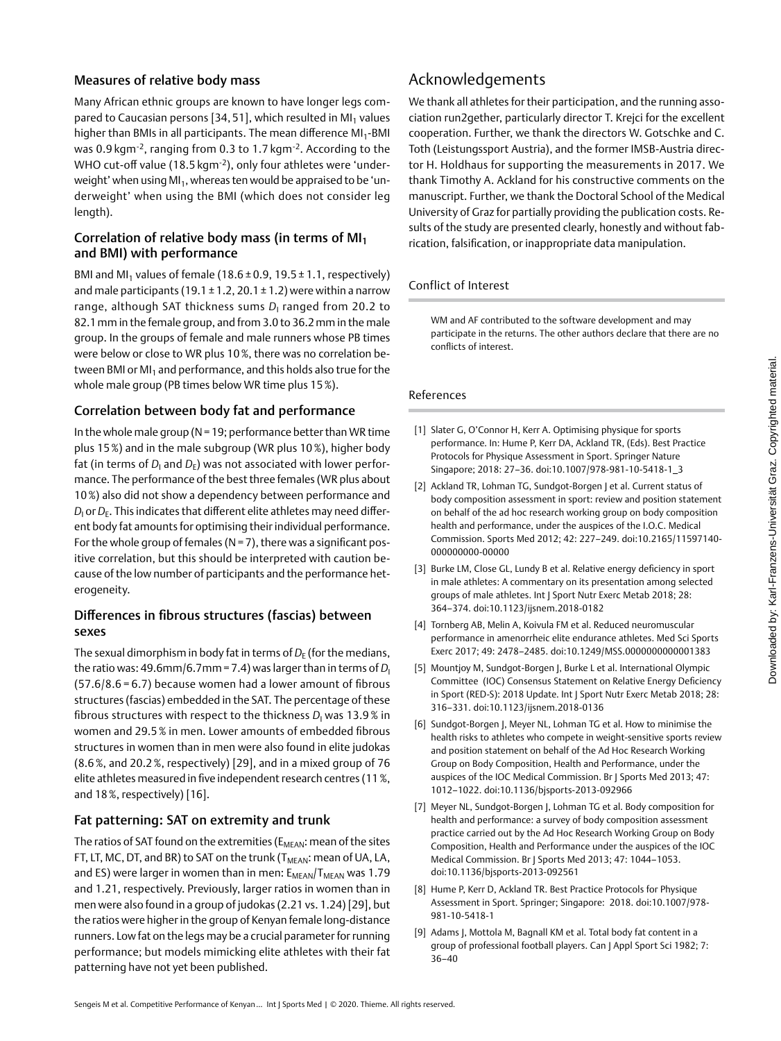### Measures of relative body mass

Many African ethnic groups are known to have longer legs compared to Caucasian persons [34, 51], which resulted in $MI_1$ values higher than BMIs in all participants. The mean difference $MI_1$-BMI was 0.9 kgm$^{-2}$, ranging from 0.3 to 1.7 kgm$^{-2}$. According to the WHO cut-off value (18.5 kgm$^{-2}$), only four athletes were 'underweight' when using $MI_1$, whereas ten would be appraised to be 'underweight' when using the BMI (which does not consider leg length).

### Correlation of relative body mass (in terms of $MI_1$ and BMI) with performance

BMI and $MI_1$ values of female (18.6 ± 0.9, 19.5 ± 1.1, respectively) and male participants (19.1 ± 1.2, 20.1 ± 1.2) were within a narrow range, although SAT thickness sums $D_I$ ranged from 20.2 to 82.1 mm in the female group, and from 3.0 to 36.2 mm in the male group. In the groups of female and male runners whose PB times were below or close to WR plus 10 %, there was no correlation between BMI or $MI_1$ and performance, and this holds also true for the whole male group (PB times below WR time plus 15 %).

### Correlation between body fat and performance

In the whole male group (N = 19; performance better than WR time plus 15 %) and in the male subgroup (WR plus 10 %), higher body fat (in terms of $D_I$ and $D_E$) was not associated with lower performance. The performance of the best three females (WR plus about 10 %) also did not show a dependency between performance and $D_I$ or $D_E$. This indicates that different elite athletes may need different body fat amounts for optimising their individual performance. For the whole group of females (N = 7), there was a significant positive correlation, but this should be interpreted with caution because of the low number of participants and the performance heterogeneity.

### Differences in fibrous structures (fascias) between sexes

The sexual dimorphism in body fat in terms of $D_E$ (for the medians, the ratio was: 49.6mm/6.7mm = 7.4) was larger than in terms of $D_I$ (57.6/8.6 = 6.7) because women had a lower amount of fibrous structures (fascias) embedded in the SAT. The percentage of these fibrous structures with respect to the thickness $D_I$ was 13.9 % in women and 29.5 % in men. Lower amounts of embedded fibrous structures in women than in men were also found in elite judokas (8.6 %, and 20.2 %, respectively) [29], and in a mixed group of 76 elite athletes measured in five independent research centres (11 %, and 18 %, respectively) [16].

### Fat patterning: SAT on extremity and trunk

The ratios of SAT found on the extremities ($E_{MEAN}$: mean of the sites FT, LT, MC, DT, and BR) to SAT on the trunk ($T_{MEAN}$: mean of UA, LA, and ES) were larger in women than in men: $E_{MEAN}/T_{MEAN}$ was 1.79 and 1.21, respectively. Previously, larger ratios in women than in men were also found in a group of judokas (2.21 vs. 1.24) [29], but the ratios were higher in the group of Kenyan female long-distance runners. Low fat on the legs may be a crucial parameter for running performance; but models mimicking elite athletes with their fat patterning have not yet been published.

## Acknowledgements

We thank all athletes for their participation, and the running association run2gether, particularly director T. Krejci for the excellent cooperation. Further, we thank the directors W. Gotschke and C. Toth (Leistungssport Austria), and the former IMSB-Austria director H. Holdhaus for supporting the measurements in 2017. We thank Timothy A. Ackland for his constructive comments on the manuscript. Further, we thank the Doctoral School of the Medical University of Graz for partially providing the publication costs. Results of the study are presented clearly, honestly and without fabrication, falsification, or inappropriate data manipulation.

## Conflict of Interest

WM and AF contributed to the software development and may participate in the returns. The other authors declare that there are no conflicts of interest.

## References

[1] Slater G, O'Connor H, Kerr A. Optimising physique for sports performance. In: Hume P, Kerr DA, Ackland TR, (Eds). Best Practice Protocols for Physique Assessment in Sport. Springer Nature Singapore; 2018: 27–36. doi:10.1007/978-981-10-5418-1_3

[2] Ackland TR, Lohman TG, Sundgot-Borgen J et al. Current status of body composition assessment in sport: review and position statement on behalf of the ad hoc research working group on body composition health and performance, under the auspices of the I.O.C. Medical Commission. Sports Med 2012; 42: 227–249. doi:10.2165/11597140-000000000-00000

[3] Burke LM, Close GL, Lundy B et al. Relative energy deficiency in sport in male athletes: A commentary on its presentation among selected groups of male athletes. Int J Sport Nutr Exerc Metab 2018; 28: 364–374. doi:10.1123/ijsnem.2018-0182

[4] Tornberg AB, Melin A, Koivula FM et al. Reduced neuromuscular performance in amenorrheic elite endurance athletes. Med Sci Sports Exerc 2017; 49: 2478–2485. doi:10.1249/MSS.0000000000001383

[5] Mountjoy M, Sundgot-Borgen J, Burke L et al. International Olympic Committee (IOC) Consensus Statement on Relative Energy Deficiency in Sport (RED-S): 2018 Update. Int J Sport Nutr Exerc Metab 2018; 28: 316–331. doi:10.1123/ijsnem.2018-0136

[6] Sundgot-Borgen J, Meyer NL, Lohman TG et al. How to minimise the health risks to athletes who compete in weight-sensitive sports review and position statement on behalf of the Ad Hoc Research Working Group on Body Composition, Health and Performance, under the auspices of the IOC Medical Commission. Br J Sports Med 2013; 47: 1012–1022. doi:10.1136/bjsports-2013-092966

[7] Meyer NL, Sundgot-Borgen J, Lohman TG et al. Body composition for health and performance: a survey of body composition assessment practice carried out by the Ad Hoc Research Working Group on Body Composition, Health and Performance under the auspices of the IOC Medical Commission. Br J Sports Med 2013; 47: 1044–1053. doi:10.1136/bjsports-2013-092561

[8] Hume P, Kerr D, Ackland TR. Best Practice Protocols for Physique Assessment in Sport. Springer; Singapore: 2018. doi:10.1007/978-981-10-5418-1

[9] Adams J, Mottola M, Bagnall KM et al. Total body fat content in a group of professional football players. Can J Appl Sport Sci 1982; 7: 36–40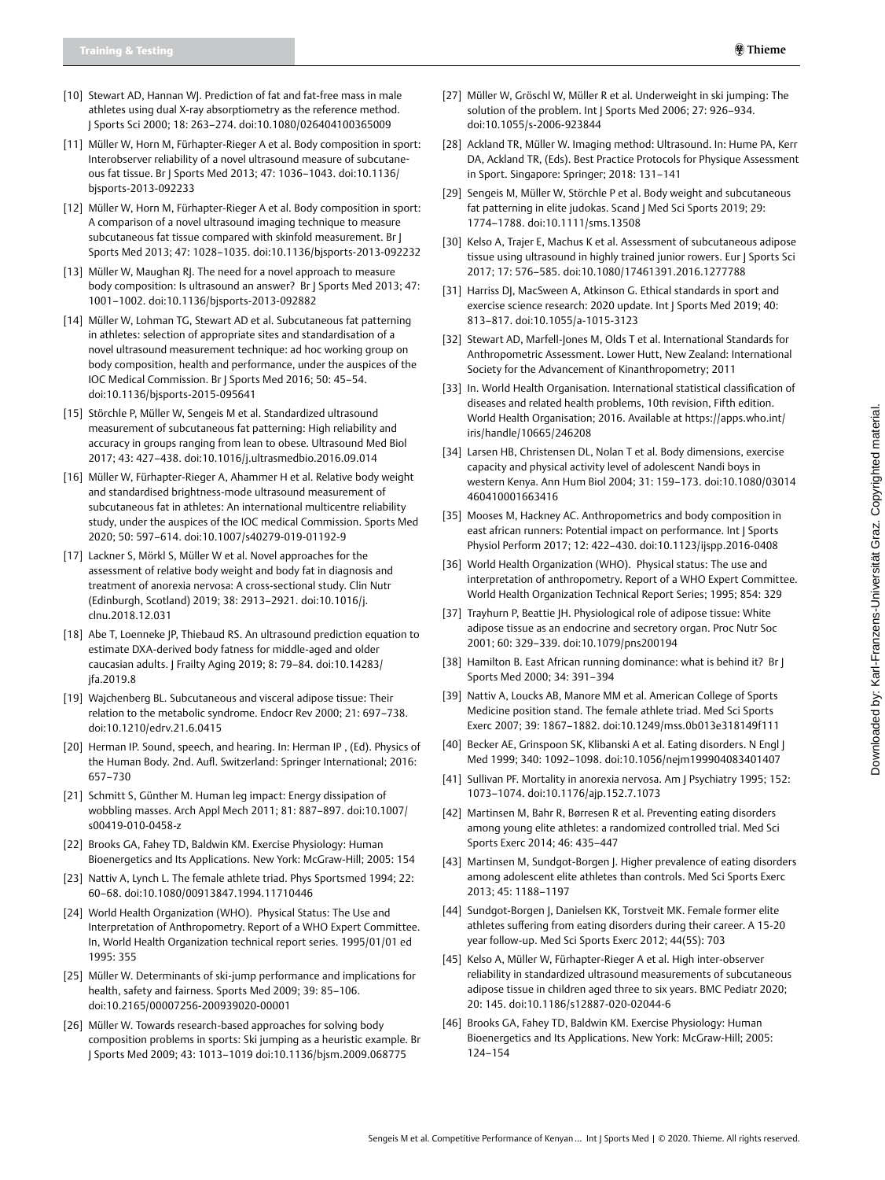[10] Stewart AD, Hannan WJ. Prediction of fat and fat-free mass in male athletes using dual X-ray absorptiometry as the reference method. J Sports Sci 2000; 18: 263–274. doi:10.1080/026404100365009

[11] Müller W, Horn M, Fürhapter-Rieger A et al. Body composition in sport: Interobserver reliability of a novel ultrasound measure of subcutaneous fat tissue. Br J Sports Med 2013; 47: 1036–1043. doi:10.1136/bjsports-2013-092233

[12] Müller W, Horn M, Fürhapter-Rieger A et al. Body composition in sport: A comparison of a novel ultrasound imaging technique to measure subcutaneous fat tissue compared with skinfold measurement. Br J Sports Med 2013; 47: 1028–1035. doi:10.1136/bjsports-2013-092232

[13] Müller W, Maughan RJ. The need for a novel approach to measure body composition: Is ultrasound an answer? Br J Sports Med 2013; 47: 1001–1002. doi:10.1136/bjsports-2013-092882

[14] Müller W, Lohman TG, Stewart AD et al. Subcutaneous fat patterning in athletes: selection of appropriate sites and standardisation of a novel ultrasound measurement technique: ad hoc working group on body composition, health and performance, under the auspices of the IOC Medical Commission. Br J Sports Med 2016; 50: 45–54. doi:10.1136/bjsports-2015-095641

[15] Störchle P, Müller W, Sengeis M et al. Standardized ultrasound measurement of subcutaneous fat patterning: High reliability and accuracy in groups ranging from lean to obese. Ultrasound Med Biol 2017; 43: 427–438. doi:10.1016/j.ultrasmedbio.2016.09.014

[16] Müller W, Fürhapter-Rieger A, Ahammer H et al. Relative body weight and standardised brightness-mode ultrasound measurement of subcutaneous fat in athletes: An international multicentre reliability study, under the auspices of the IOC medical Commission. Sports Med 2020; 50: 597–614. doi:10.1007/s40279-019-01192-9

[17] Lackner S, Mörkl S, Müller W et al. Novel approaches for the assessment of relative body weight and body fat in diagnosis and treatment of anorexia nervosa: A cross-sectional study. Clin Nutr (Edinburgh, Scotland) 2019; 38: 2913–2921. doi:10.1016/j.clnu.2018.12.031

[18] Abe T, Loenneke JP, Thiebaud RS. An ultrasound prediction equation to estimate DXA-derived body fatness for middle-aged and older caucasian adults. J Frailty Aging 2019; 8: 79–84. doi:10.14283/jfa.2019.8

[19] Wajchenberg BL. Subcutaneous and visceral adipose tissue: Their relation to the metabolic syndrome. Endocr Rev 2000; 21: 697–738. doi:10.1210/edrv.21.6.0415

[20] Herman IP. Sound, speech, and hearing. In: Herman IP , (Ed). Physics of the Human Body. 2nd. Aufl. Switzerland: Springer International; 2016: 657–730

[21] Schmitt S, Günther M. Human leg impact: Energy dissipation of wobbling masses. Arch Appl Mech 2011; 81: 887–897. doi:10.1007/s00419-010-0458-z

[22] Brooks GA, Fahey TD, Baldwin KM. Exercise Physiology: Human Bioenergetics and Its Applications. New York: McGraw-Hill; 2005: 154

[23] Nattiv A, Lynch L. The female athlete triad. Phys Sportsmed 1994; 22: 60–68. doi:10.1080/00913847.1994.11710446

[24] World Health Organization (WHO). Physical Status: The Use and Interpretation of Anthropometry. Report of a WHO Expert Committee. In, World Health Organization technical report series. 1995/01/01 ed 1995: 355

[25] Müller W. Determinants of ski-jump performance and implications for health, safety and fairness. Sports Med 2009; 39: 85–106. doi:10.2165/00007256-200939020-00001

[26] Müller W. Towards research-based approaches for solving body composition problems in sports: Ski jumping as a heuristic example. Br J Sports Med 2009; 43: 1013–1019 doi:10.1136/bjsm.2009.068775

[27] Müller W, Gröschl W, Müller R et al. Underweight in ski jumping: The solution of the problem. Int J Sports Med 2006; 27: 926–934. doi:10.1055/s-2006-923844

[28] Ackland TR, Müller W. Imaging method: Ultrasound. In: Hume PA, Kerr DA, Ackland TR, (Eds). Best Practice Protocols for Physique Assessment in Sport. Singapore: Springer; 2018: 131–141

[29] Sengeis M, Müller W, Störchle P et al. Body weight and subcutaneous fat patterning in elite judokas. Scand J Med Sci Sports 2019; 29: 1774–1788. doi:10.1111/sms.13508

[30] Kelso A, Trajer E, Machus K et al. Assessment of subcutaneous adipose tissue using ultrasound in highly trained junior rowers. Eur J Sports Sci 2017; 17: 576–585. doi:10.1080/17461391.2016.1277788

[31] Harriss DJ, MacSween A, Atkinson G. Ethical standards in sport and exercise science research: 2020 update. Int J Sports Med 2019; 40: 813–817. doi:10.1055/a-1015-3123

[32] Stewart AD, Marfell-Jones M, Olds T et al. International Standards for Anthropometric Assessment. Lower Hutt, New Zealand: International Society for the Advancement of Kinanthropometry; 2011

[33] In. World Health Organisation. International statistical classification of diseases and related health problems, 10th revision, Fifth edition. World Health Organisation; 2016. Available at https://apps.who.int/iris/handle/10665/246208

[34] Larsen HB, Christensen DL, Nolan T et al. Body dimensions, exercise capacity and physical activity level of adolescent Nandi boys in western Kenya. Ann Hum Biol 2004; 31: 159–173. doi:10.1080/03014460410001663416

[35] Mooses M, Hackney AC. Anthropometrics and body composition in east african runners: Potential impact on performance. Int J Sports Physiol Perform 2017; 12: 422–430. doi:10.1123/ijspp.2016-0408

[36] World Health Organization (WHO). Physical status: The use and interpretation of anthropometry. Report of a WHO Expert Committee. World Health Organization Technical Report Series; 1995; 854: 329

[37] Trayhurn P, Beattie JH. Physiological role of adipose tissue: White adipose tissue as an endocrine and secretory organ. Proc Nutr Soc 2001; 60: 329–339. doi:10.1079/pns200194

[38] Hamilton B. East African running dominance: what is behind it? Br J Sports Med 2000; 34: 391–394

[39] Nattiv A, Loucks AB, Manore MM et al. American College of Sports Medicine position stand. The female athlete triad. Med Sci Sports Exerc 2007; 39: 1867–1882. doi:10.1249/mss.0b013e318149f111

[40] Becker AE, Grinspoon SK, Klibanski A et al. Eating disorders. N Engl J Med 1999; 340: 1092–1098. doi:10.1056/nejm199904083401407

[41] Sullivan PF. Mortality in anorexia nervosa. Am J Psychiatry 1995; 152: 1073–1074. doi:10.1176/ajp.152.7.1073

[42] Martinsen M, Bahr R, Børresen R et al. Preventing eating disorders among young elite athletes: a randomized controlled trial. Med Sci Sports Exerc 2014; 46: 435–447

[43] Martinsen M, Sundgot-Borgen J. Higher prevalence of eating disorders among adolescent elite athletes than controls. Med Sci Sports Exerc 2013; 45: 1188–1197

[44] Sundgot-Borgen J, Danielsen KK, Torstveit MK. Female former elite athletes suffering from eating disorders during their career. A 15-20 year follow-up. Med Sci Sports Exerc 2012; 44(5S): 703

[45] Kelso A, Müller W, Fürhapter-Rieger A et al. High inter-observer reliability in standardized ultrasound measurements of subcutaneous adipose tissue in children aged three to six years. BMC Pediatr 2020; 20: 145. doi:10.1186/s12887-020-02044-6

[46] Brooks GA, Fahey TD, Baldwin KM. Exercise Physiology: Human Bioenergetics and Its Applications. New York: McGraw-Hill; 2005: 124–154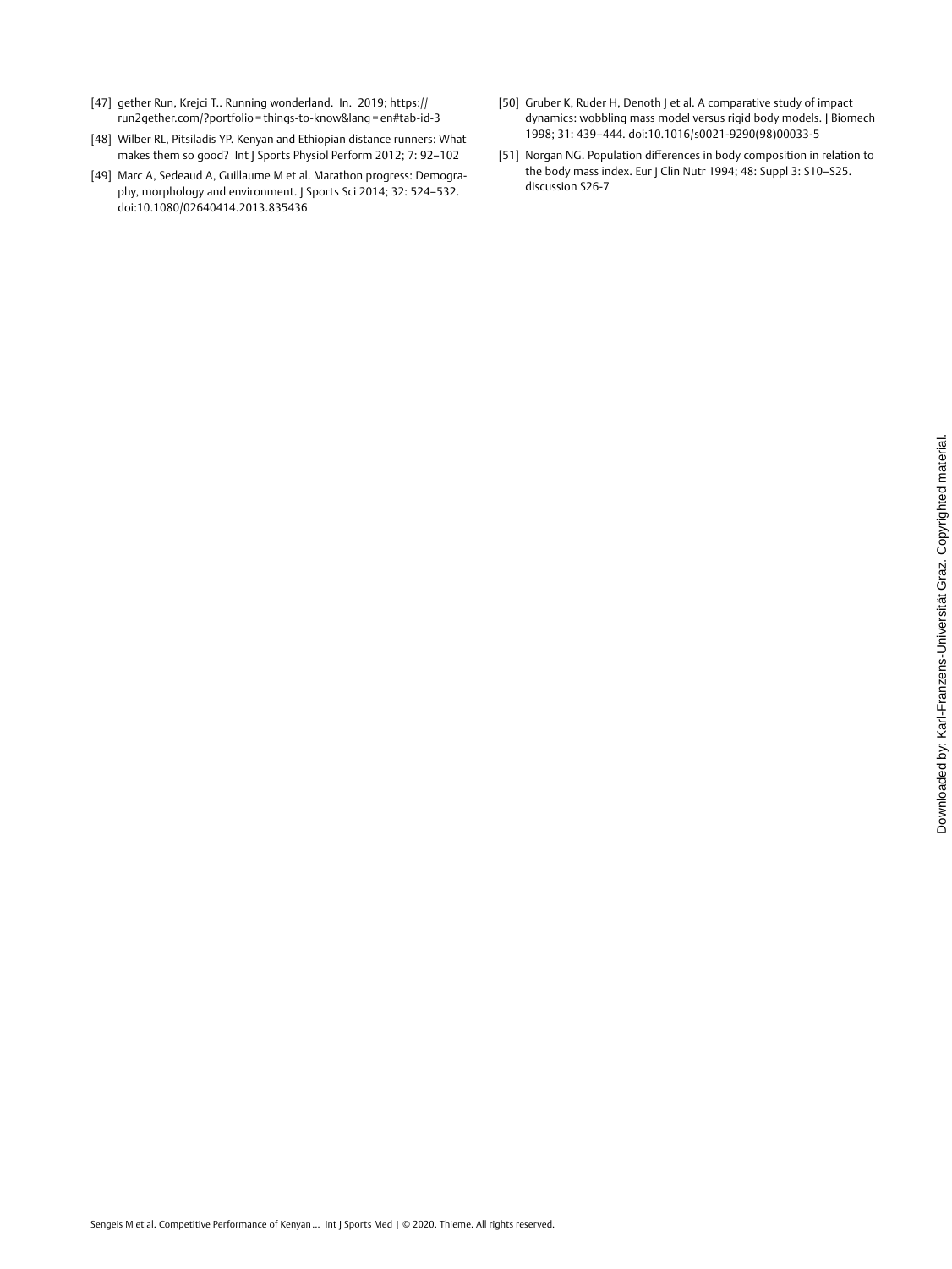[47] gether Run, Krejci T.. Running wonderland. In. 2019; https://run2gether.com/?portfolio = things-to-know&lang = en#tab-id-3

[48] Wilber RL, Pitsiladis YP. Kenyan and Ethiopian distance runners: What makes them so good? Int J Sports Physiol Perform 2012; 7: 92–102

[49] Marc A, Sedeaud A, Guillaume M et al. Marathon progress: Demography, morphology and environment. J Sports Sci 2014; 32: 524–532. doi:10.1080/02640414.2013.835436

[50] Gruber K, Ruder H, Denoth J et al. A comparative study of impact dynamics: wobbling mass model versus rigid body models. J Biomech 1998; 31: 439–444. doi:10.1016/s0021-9290(98)00033-5

[51] Norgan NG. Population differences in body composition in relation to the body mass index. Eur J Clin Nutr 1994; 48: Suppl 3: S10–S25. discussion S26-7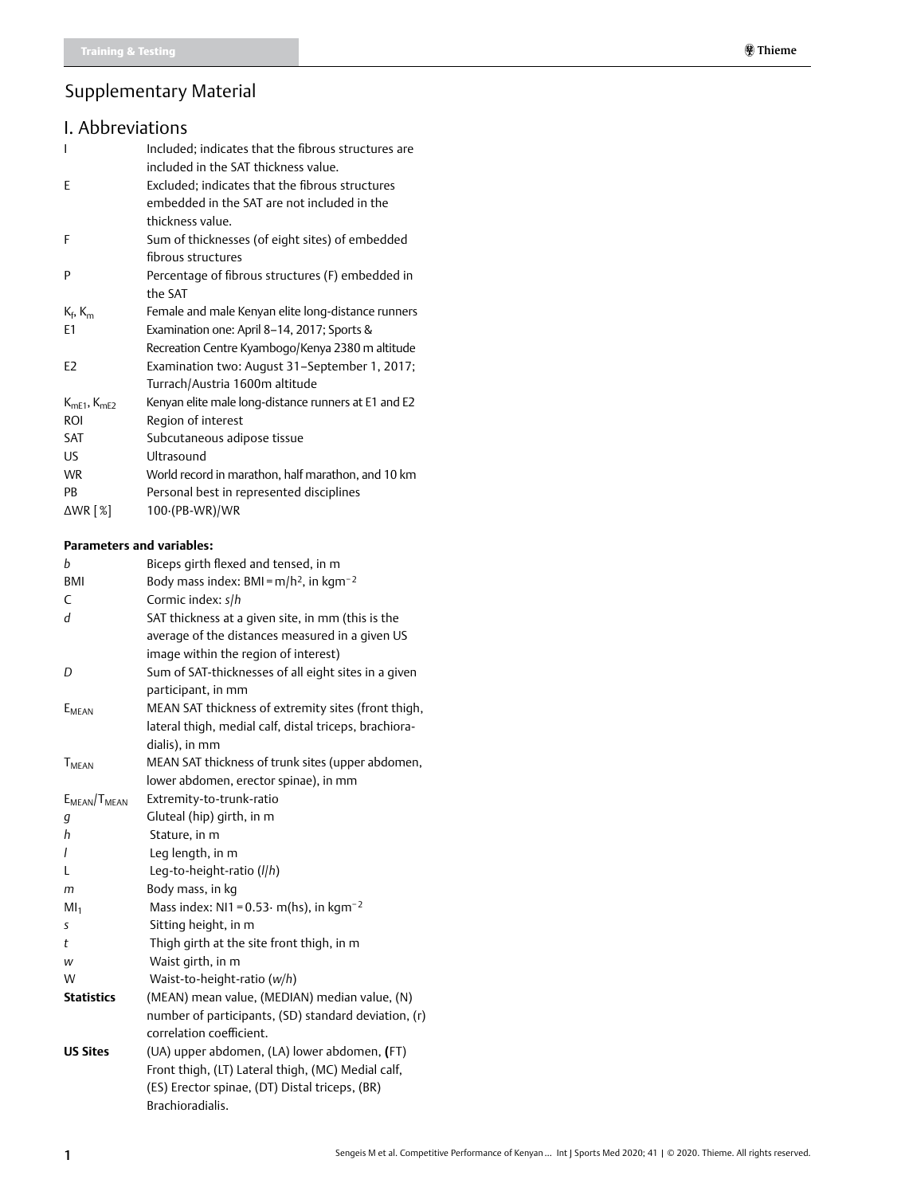# Supplementary Material

## I. Abbreviations

| | |
|---|---|
| I | Included; indicates that the fibrous structures are included in the SAT thickness value. |
| E | Excluded; indicates that the fibrous structures embedded in the SAT are not included in the thickness value. |
| F | Sum of thicknesses (of eight sites) of embedded fibrous structures |
| P | Percentage of fibrous structures (F) embedded in the SAT |
| $K_f$, $K_m$ | Female and male Kenyan elite long-distance runners |
| E1 | Examination one: April 8–14, 2017; Sports & Recreation Centre Kyambogo/Kenya 2380 m altitude |
| E2 | Examination two: August 31–September 1, 2017; Turrach/Austria 1600m altitude |
| $K_{mE1}$, $K_{mE2}$ | Kenyan elite male long-distance runners at E1 and E2 |
| ROI | Region of interest |
| SAT | Subcutaneous adipose tissue |
| US | Ultrasound |
| WR | World record in marathon, half marathon, and 10 km |
| PB | Personal best in represented disciplines |
| ΔWR [%] | 100·(PB-WR)/WR |

**Parameters and variables:**

| | |
|---|---|
| *b* | Biceps girth flexed and tensed, in m |
| BMI | Body mass index: BMI = $m/h^2$, in $kgm^{-2}$ |
| C | Cormic index: *s*/*h* |
| *d* | SAT thickness at a given site, in mm (this is the average of the distances measured in a given US image within the region of interest) |
| *D* | Sum of SAT-thicknesses of all eight sites in a given participant, in mm |
| $E_{MEAN}$ | MEAN SAT thickness of extremity sites (front thigh, lateral thigh, medial calf, distal triceps, brachioradialis), in mm |
| $T_{MEAN}$ | MEAN SAT thickness of trunk sites (upper abdomen, lower abdomen, erector spinae), in mm |
| $E_{MEAN}/T_{MEAN}$ | Extremity-to-trunk-ratio |
| *g* | Gluteal (hip) girth, in m |
| *h* | Stature, in m |
| *l* | Leg length, in m |
| L | Leg-to-height-ratio (*l*/*h*) |
| *m* | Body mass, in kg |
| $MI_1$ | Mass index: NI1 = 0.53· m(hs), in $kgm^{-2}$ |
| *s* | Sitting height, in m |
| *t* | Thigh girth at the site front thigh, in m |
| *w* | Waist girth, in m |
| W | Waist-to-height-ratio (*w*/*h*) |
| **Statistics** | (MEAN) mean value, (MEDIAN) median value, (N) number of participants, (SD) standard deviation, (r) correlation coefficient. |
| **US Sites** | (UA) upper abdomen, (LA) lower abdomen, **(**FT) Front thigh, (LT) Lateral thigh, (MC) Medial calf, (ES) Erector spinae, (DT) Distal triceps, (BR) Brachioradialis. |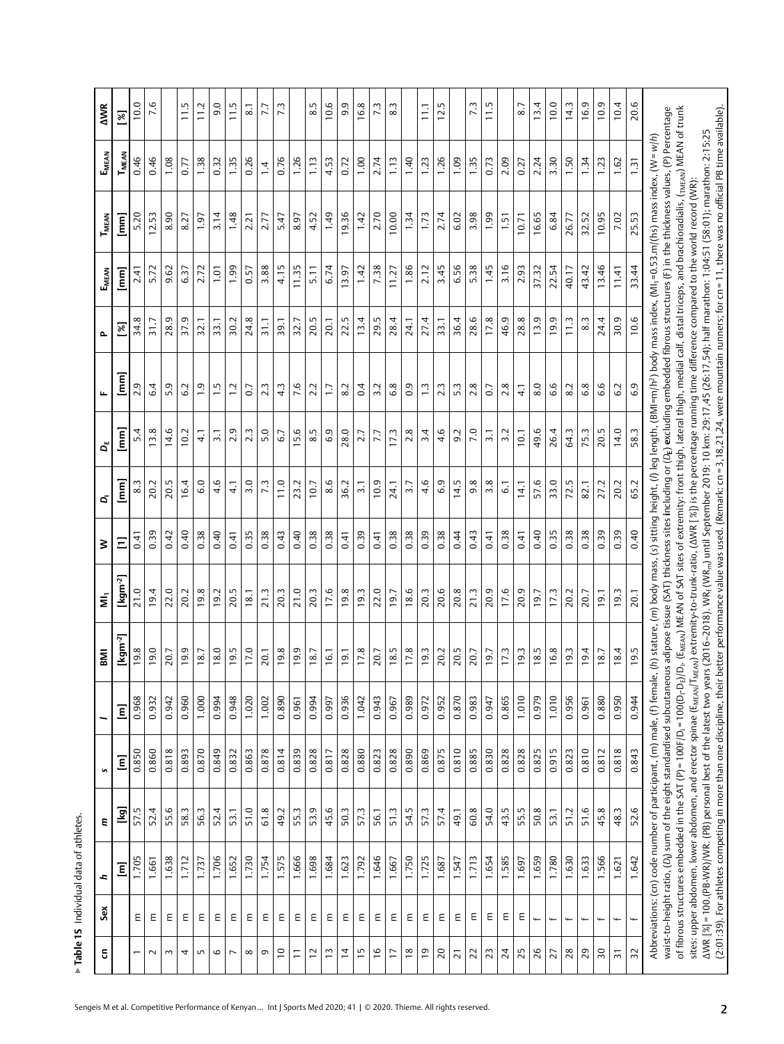▶ **Table 1S** Individual data of athletes.

| cn | Sex | $h$ | $m$ | $s$ | $l$ | BMI | $MI_l$ | $W$ | $D_I$ | $D_E$ | $F$ | $P$ | $E_{MEAN}$ | $T_{MEAN}$ | $E_{MEAN}$/$T_{MEAN}$ | ΔWR |
|---|---|---|---|---|---|---|---|---|---|---|---|---|---|---|---|---|
| | | [m] | [kg] | [m] | [m] | [kgm$^{-2}$] | [kgm$^{-2}$] | [1] | [mm] | [mm] | [mm] | [%] | [mm] | [mm] | | [%] |
| 1 | m | 1.705 | 57.5 | 0.850 | 0.968 | 19.8 | 21.0 | 0.41 | 8.3 | 5.4 | 2.9 | 34.8 | 2.41 | 5.20 | 0.46 | 10.0 |
| 2 | m | 1.661 | 52.4 | 0.860 | 0.932 | 19.0 | 19.4 | 0.39 | 20.2 | 13.8 | 6.4 | 31.7 | 5.72 | 12.53 | 0.46 | 7.6 |
| 3 | m | 1.638 | 55.6 | 0.818 | 0.942 | 20.7 | 22.0 | 0.42 | 20.5 | 14.6 | 5.9 | 28.9 | 9.62 | 8.90 | 1.08 | |
| 4 | m | 1.712 | 58.3 | 0.893 | 0.960 | 19.9 | 20.2 | 0.40 | 16.4 | 10.2 | 6.2 | 37.9 | 6.37 | 8.27 | 0.77 | 11.5 |
| 5 | m | 1.737 | 56.3 | 0.870 | 1.000 | 18.7 | 19.8 | 0.38 | 6.0 | 4.1 | 1.9 | 32.1 | 2.72 | 1.97 | 1.38 | 11.2 |
| 6 | m | 1.706 | 52.4 | 0.849 | 0.994 | 18.0 | 19.2 | 0.40 | 4.6 | 3.1 | 1.5 | 33.1 | 1.01 | 3.14 | 0.32 | 9.0 |
| 7 | m | 1.652 | 53.1 | 0.832 | 0.948 | 19.5 | 20.5 | 0.41 | 4.1 | 2.9 | 1.2 | 30.2 | 1.99 | 1.48 | 1.35 | 11.5 |
| 8 | m | 1.730 | 51.0 | 0.863 | 1.020 | 17.0 | 18.1 | 0.35 | 3.0 | 2.3 | 0.7 | 24.8 | 0.57 | 2.21 | 0.26 | 8.1 |
| 9 | m | 1.754 | 61.8 | 0.878 | 1.002 | 20.1 | 21.3 | 0.38 | 7.3 | 5.0 | 2.3 | 31.1 | 3.88 | 2.77 | 1.4 | 7.7 |
| 10 | m | 1.575 | 49.2 | 0.814 | 0.890 | 19.8 | 20.3 | 0.43 | 11.0 | 6.7 | 4.3 | 39.1 | 4.15 | 5.47 | 0.76 | 7.3 |
| 11 | m | 1.666 | 55.3 | 0.839 | 0.961 | 19.9 | 21.0 | 0.40 | 23.2 | 15.6 | 7.6 | 32.7 | 11.35 | 8.97 | 1.26 | |
| 12 | m | 1.698 | 53.9 | 0.828 | 0.994 | 18.7 | 20.3 | 0.38 | 10.7 | 8.5 | 2.2 | 20.5 | 5.11 | 4.52 | 1.13 | 8.5 |
| 13 | m | 1.684 | 45.6 | 0.817 | 0.997 | 16.1 | 17.6 | 0.38 | 8.6 | 6.9 | 1.7 | 20.1 | 6.74 | 1.49 | 4.53 | 10.6 |
| 14 | m | 1.623 | 50.3 | 0.828 | 0.936 | 19.1 | 19.8 | 0.41 | 36.2 | 28.0 | 8.2 | 22.5 | 13.97 | 19.36 | 0.72 | 9.9 |
| 15 | m | 1.792 | 57.3 | 0.880 | 1.042 | 17.8 | 19.3 | 0.39 | 3.1 | 2.7 | 0.4 | 13.4 | 1.42 | 1.42 | 1.00 | 16.8 |
| 16 | m | 1.646 | 56.1 | 0.823 | 0.943 | 20.7 | 22.0 | 0.41 | 10.9 | 7.7 | 3.2 | 29.5 | 7.38 | 2.70 | 2.74 | 7.3 |
| 17 | m | 1.667 | 51.3 | 0.828 | 0.967 | 18.5 | 19.7 | 0.38 | 24.1 | 17.3 | 6.8 | 28.4 | 11.27 | 10.00 | 1.13 | 8.3 |
| 18 | m | 1.750 | 54.5 | 0.890 | 0.989 | 17.8 | 18.6 | 0.38 | 3.7 | 2.8 | 0.9 | 24.1 | 1.86 | 1.34 | 1.40 | |
| 19 | m | 1.725 | 57.3 | 0.869 | 0.972 | 19.3 | 20.3 | 0.39 | 4.6 | 3.4 | 1.3 | 27.4 | 2.12 | 1.73 | 1.23 | 11.1 |
| 20 | m | 1.687 | 57.4 | 0.875 | 0.952 | 20.2 | 20.6 | 0.38 | 6.9 | 4.6 | 2.3 | 33.1 | 3.45 | 2.74 | 1.26 | 12.5 |
| 21 | m | 1.547 | 49.1 | 0.810 | 0.870 | 20.5 | 20.8 | 0.44 | 14.5 | 9.2 | 5.3 | 36.4 | 6.56 | 6.02 | 1.09 | |
| 22 | m | 1.713 | 60.8 | 0.885 | 0.983 | 20.7 | 21.3 | 0.43 | 9.8 | 7.0 | 2.8 | 28.6 | 5.38 | 3.98 | 1.35 | 7.3 |
| 23 | m | 1.654 | 54.0 | 0.830 | 0.947 | 19.7 | 20.9 | 0.41 | 3.8 | 3.1 | 0.7 | 17.8 | 1.45 | 1.99 | 0.73 | 11.5 |
| 24 | m | 1.585 | 43.5 | 0.828 | 0.865 | 17.3 | 17.6 | 0.38 | 6.1 | 3.2 | 2.8 | 46.9 | 3.16 | 1.51 | 2.09 | |
| 25 | m | 1.697 | 55.5 | 0.828 | 1.010 | 19.3 | 20.9 | 0.41 | 14.1 | 10.1 | 4.1 | 28.8 | 2.93 | 10.71 | 0.27 | 8.7 |
| 26 | f | 1.659 | 50.8 | 0.825 | 0.979 | 18.5 | 19.7 | 0.40 | 57.6 | 49.6 | 8.0 | 13.9 | 37.32 | 16.65 | 2.24 | 13.4 |
| 27 | f | 1.780 | 53.1 | 0.915 | 1.010 | 16.8 | 17.3 | 0.35 | 33.0 | 26.4 | 6.6 | 19.9 | 22.54 | 6.84 | 3.30 | 10.0 |
| 28 | f | 1.630 | 51.2 | 0.823 | 0.956 | 19.3 | 20.2 | 0.38 | 72.5 | 64.3 | 8.2 | 11.3 | 40.17 | 26.77 | 1.50 | 14.3 |
| 29 | f | 1.633 | 51.6 | 0.810 | 0.961 | 19.4 | 20.7 | 0.38 | 82.1 | 75.3 | 6.8 | 8.3 | 43.42 | 32.52 | 1.34 | 16.9 |
| 30 | f | 1.566 | 45.8 | 0.812 | 0.880 | 18.7 | 19.1 | 0.39 | 27.2 | 20.5 | 6.6 | 24.4 | 13.46 | 10.95 | 1.23 | 10.9 |
| 31 | f | 1.621 | 48.3 | 0.818 | 0.950 | 18.4 | 19.3 | 0.39 | 20.2 | 14.0 | 6.2 | 30.9 | 11.41 | 7.02 | 1.62 | 10.4 |
| 32 | f | 1.642 | 52.6 | 0.843 | 0.944 | 19.5 | 20.1 | 0.40 | 65.2 | 58.3 | 6.9 | 10.6 | 33.44 | 25.53 | 1.31 | 20.6 |

Abbreviations: (cn) code number of participant, (m) male, (f) female, ($h$) stature, ($m$) body mass, ($s$) sitting height, ($l$) leg length, (BMI=$m/h^2$) body mass index, ($MI_l$=0.53 $m$/($hs$) mass index, ($W$=$w/h$) waist-to-height ratio, ($D_I$) sum of the eight standardised subcutaneous adipose tissue (SAT) thickness sites including or ($D_E$) excluding embedded fibrous structures (F) in the thickness values, (P) Percentage of fibrous structures embedded in the SAT (P)=100F/$D_I$=100($D_I$–$D_E$)/$D_I$. ($E_{MEAN}$) MEAN of SAT sites of extremity: front thigh, lateral thigh, medial calf, distal triceps, and brachioradialis. ($T_{MEAN}$) MEAN of trunk sites: upper abdomen, lower abdomen, and erector spinae ($E_{MEAN}$/$T_{MEAN}$) extremity-to-trunk-ratio, (ΔWR [%]) is the percentage running time difference compared to the world record (WR):
ΔWR [%]=100.(PB-WR)/WR. (PB) personal best of the latest two years (2016–2018). $WR_f$ ($WR_m$) until September 2019: 10 km: 29:17,45 (26:17,54); half marathon: 1:04:51 (58:01); marathon: 2:15:25 (2:01:39). For athletes competing in more than one discipline, their better performance value was used. (Remark: cn=3,18,21,24, were mountain runners; for cn=11, there was no official PB time available).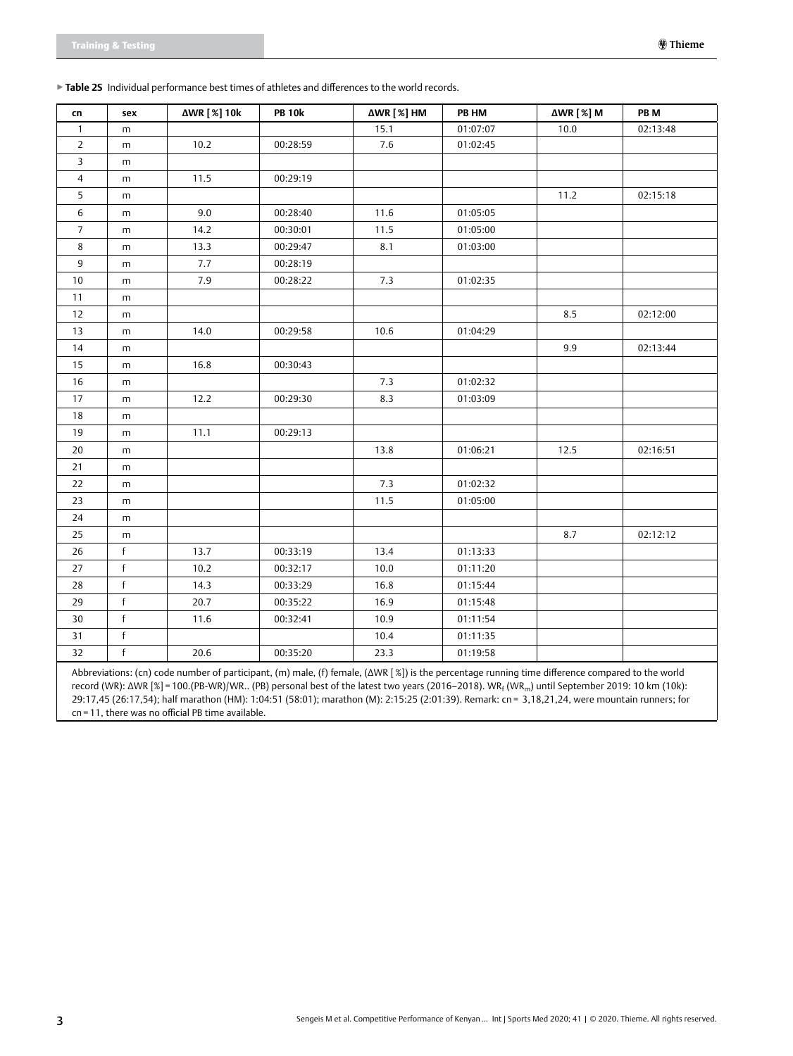▶ **Table 2S** Individual performance best times of athletes and differences to the world records.

| cn | sex | ΔWR [%] 10k | PB 10k | ΔWR [%] HM | PB HM | ΔWR [%] M | PB M |
|---|---|---|---|---|---|---|---|
| 1 | m | | | 15.1 | 01:07:07 | 10.0 | 02:13:48 |
| 2 | m | 10.2 | 00:28:59 | 7.6 | 01:02:45 | | |
| 3 | m | | | | | | |
| 4 | m | 11.5 | 00:29:19 | | | | |
| 5 | m | | | | | 11.2 | 02:15:18 |
| 6 | m | 9.0 | 00:28:40 | 11.6 | 01:05:05 | | |
| 7 | m | 14.2 | 00:30:01 | 11.5 | 01:05:00 | | |
| 8 | m | 13.3 | 00:29:47 | 8.1 | 01:03:00 | | |
| 9 | m | 7.7 | 00:28:19 | | | | |
| 10 | m | 7.9 | 00:28:22 | 7.3 | 01:02:35 | | |
| 11 | m | | | | | | |
| 12 | m | | | | | 8.5 | 02:12:00 |
| 13 | m | 14.0 | 00:29:58 | 10.6 | 01:04:29 | | |
| 14 | m | | | | | 9.9 | 02:13:44 |
| 15 | m | 16.8 | 00:30:43 | | | | |
| 16 | m | | | 7.3 | 01:02:32 | | |
| 17 | m | 12.2 | 00:29:30 | 8.3 | 01:03:09 | | |
| 18 | m | | | | | | |
| 19 | m | 11.1 | 00:29:13 | | | | |
| 20 | m | | | 13.8 | 01:06:21 | 12.5 | 02:16:51 |
| 21 | m | | | | | | |
| 22 | m | | | 7.3 | 01:02:32 | | |
| 23 | m | | | 11.5 | 01:05:00 | | |
| 24 | m | | | | | | |
| 25 | m | | | | | 8.7 | 02:12:12 |
| 26 | f | 13.7 | 00:33:19 | 13.4 | 01:13:33 | | |
| 27 | f | 10.2 | 00:32:17 | 10.0 | 01:11:20 | | |
| 28 | f | 14.3 | 00:33:29 | 16.8 | 01:15:44 | | |
| 29 | f | 20.7 | 00:35:22 | 16.9 | 01:15:48 | | |
| 30 | f | 11.6 | 00:32:41 | 10.9 | 01:11:54 | | |
| 31 | f | | | 10.4 | 01:11:35 | | |
| 32 | f | 20.6 | 00:35:20 | 23.3 | 01:19:58 | | |

Abbreviations: (cn) code number of participant, (m) male, (f) female, (ΔWR [%]) is the percentage running time difference compared to the world record (WR): ΔWR [%] = 100.(PB-WR)/WR.. (PB) personal best of the latest two years (2016–2018). $WR_f$ ($WR_m$) until September 2019: 10 km (10k): 29:17,45 (26:17,54); half marathon (HM): 1:04:51 (58:01); marathon (M): 2:15:25 (2:01:39). Remark: cn = 3,18,21,24, were mountain runners; for cn = 11, there was no official PB time available.